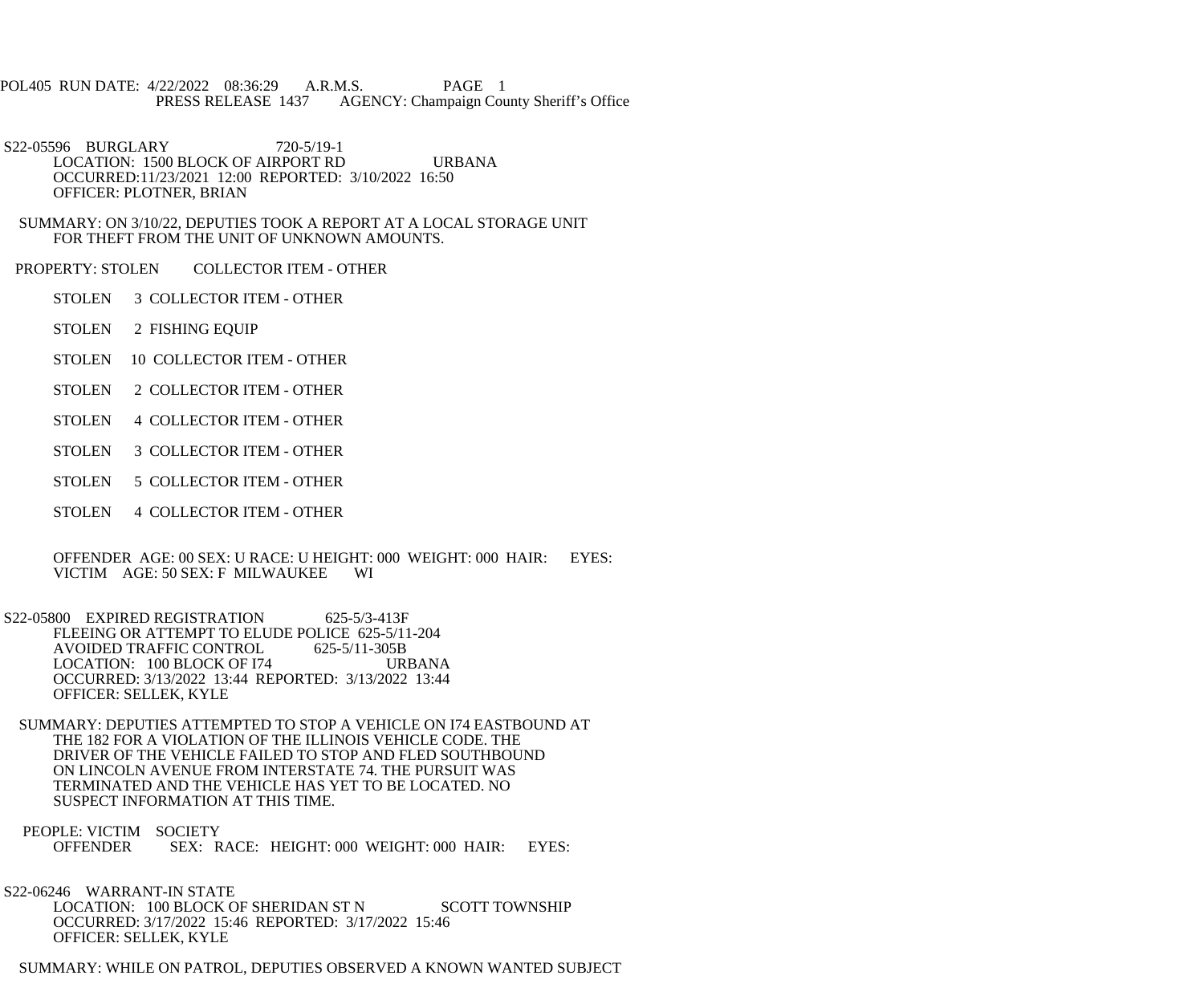POL405 RUN DATE: 4/22/2022 08:36:29 A.R.M.S. PAGE 1
PRESS RELEASE 1437 AGENCY: Champaign County Sheriff's Office

S22-05596 BURGLARY 720-5/19-1
LOCATION: 1500 BLOCK OF AIRPORT RD URBANA
OCCURRED:11/23/2021 12:00 REPORTED: 3/10/2022 16:50
OFFICER: PLOTNER, BRIAN

SUMMARY: ON 3/10/22, DEPUTIES TOOK A REPORT AT A LOCAL STORAGE UNIT FOR THEFT FROM THE UNIT OF UNKNOWN AMOUNTS.

PROPERTY: STOLEN COLLECTOR ITEM - OTHER

STOLEN 3 COLLECTOR ITEM - OTHER

STOLEN 2 FISHING EQUIP

STOLEN 10 COLLECTOR ITEM - OTHER

STOLEN 2 COLLECTOR ITEM - OTHER

STOLEN 4 COLLECTOR ITEM - OTHER

STOLEN 3 COLLECTOR ITEM - OTHER

STOLEN 5 COLLECTOR ITEM - OTHER

STOLEN 4 COLLECTOR ITEM - OTHER

OFFENDER AGE: 00 SEX: U RACE: U HEIGHT: 000 WEIGHT: 000 HAIR: EYES:
VICTIM AGE: 50 SEX: F MILWAUKEE WI

S22-05800 EXPIRED REGISTRATION 625-5/3-413F
FLEEING OR ATTEMPT TO ELUDE POLICE 625-5/11-204
AVOIDED TRAFFIC CONTROL 625-5/11-305B
LOCATION: 100 BLOCK OF I74 URBANA
OCCURRED: 3/13/2022 13:44 REPORTED: 3/13/2022 13:44
OFFICER: SELLEK, KYLE

SUMMARY: DEPUTIES ATTEMPTED TO STOP A VEHICLE ON I74 EASTBOUND AT THE 182 FOR A VIOLATION OF THE ILLINOIS VEHICLE CODE. THE DRIVER OF THE VEHICLE FAILED TO STOP AND FLED SOUTHBOUND ON LINCOLN AVENUE FROM INTERSTATE 74. THE PURSUIT WAS TERMINATED AND THE VEHICLE HAS YET TO BE LOCATED. NO SUSPECT INFORMATION AT THIS TIME.

PEOPLE: VICTIM SOCIETY
OFFENDER SEX: RACE: HEIGHT: 000 WEIGHT: 000 HAIR: EYES:

S22-06246 WARRANT-IN STATE
LOCATION: 100 BLOCK OF SHERIDAN ST N SCOTT TOWNSHIP
OCCURRED: 3/17/2022 15:46 REPORTED: 3/17/2022 15:46
OFFICER: SELLEK, KYLE

SUMMARY: WHILE ON PATROL, DEPUTIES OBSERVED A KNOWN WANTED SUBJECT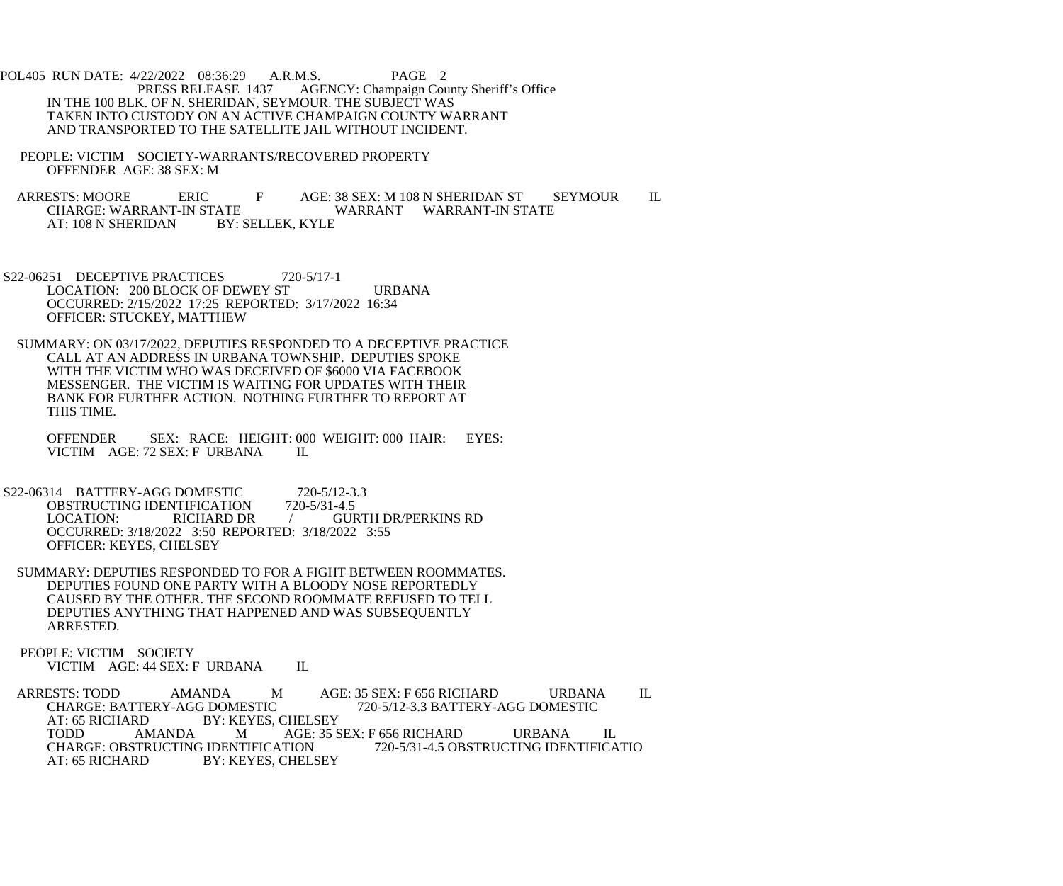IN THE 100 BLK. OF N. SHERIDAN, SEYMOUR. THE SUBJECT WAS TAKEN INTO CUSTODY ON AN ACTIVE CHAMPAIGN COUNTY WARRANT AND TRANSPORTED TO THE SATELLITE JAIL WITHOUT INCIDENT.

PEOPLE: VICTIM SOCIETY-WARRANTS/RECOVERED PROPERTY
OFFENDER AGE: 38 SEX: M

ARRESTS: MOORE ERIC F AGE: 38 SEX: M 108 N SHERIDAN ST SEYMOUR IL
CHARGE: WARRANT-IN STATE WARRANT WARRANT-IN STATE
AT: 108 N SHERIDAN BY: SELLEK, KYLE

S22-06251 DECEPTIVE PRACTICES 720-5/17-1
LOCATION: 200 BLOCK OF DEWEY ST URBANA
OCCURRED: 2/15/2022 17:25 REPORTED: 3/17/2022 16:34
OFFICER: STUCKEY, MATTHEW

SUMMARY: ON 03/17/2022, DEPUTIES RESPONDED TO A DECEPTIVE PRACTICE CALL AT AN ADDRESS IN URBANA TOWNSHIP. DEPUTIES SPOKE WITH THE VICTIM WHO WAS DECEIVED OF $6000 VIA FACEBOOK MESSENGER. THE VICTIM IS WAITING FOR UPDATES WITH THEIR BANK FOR FURTHER ACTION. NOTHING FURTHER TO REPORT AT THIS TIME.

OFFENDER SEX: RACE: HEIGHT: 000 WEIGHT: 000 HAIR: EYES:
VICTIM AGE: 72 SEX: F URBANA IL

S22-06314 BATTERY-AGG DOMESTIC 720-5/12-3.3
OBSTRUCTING IDENTIFICATION 720-5/31-4.5
LOCATION: RICHARD DR / GURTH DR/PERKINS RD
OCCURRED: 3/18/2022 3:50 REPORTED: 3/18/2022 3:55
OFFICER: KEYES, CHELSEY

SUMMARY: DEPUTIES RESPONDED TO FOR A FIGHT BETWEEN ROOMMATES. DEPUTIES FOUND ONE PARTY WITH A BLOODY NOSE REPORTEDLY CAUSED BY THE OTHER. THE SECOND ROOMMATE REFUSED TO TELL DEPUTIES ANYTHING THAT HAPPENED AND WAS SUBSEQUENTLY ARRESTED.

PEOPLE: VICTIM SOCIETY
VICTIM AGE: 44 SEX: F URBANA IL

ARRESTS: TODD AMANDA M AGE: 35 SEX: F 656 RICHARD URBANA IL
CHARGE: BATTERY-AGG DOMESTIC 720-5/12-3.3 BATTERY-AGG DOMESTIC
AT: 65 RICHARD BY: KEYES, CHELSEY
TODD AMANDA M AGE: 35 SEX: F 656 RICHARD URBANA IL
CHARGE: OBSTRUCTING IDENTIFICATION 720-5/31-4.5 OBSTRUCTING IDENTIFICATIO
AT: 65 RICHARD BY: KEYES, CHELSEY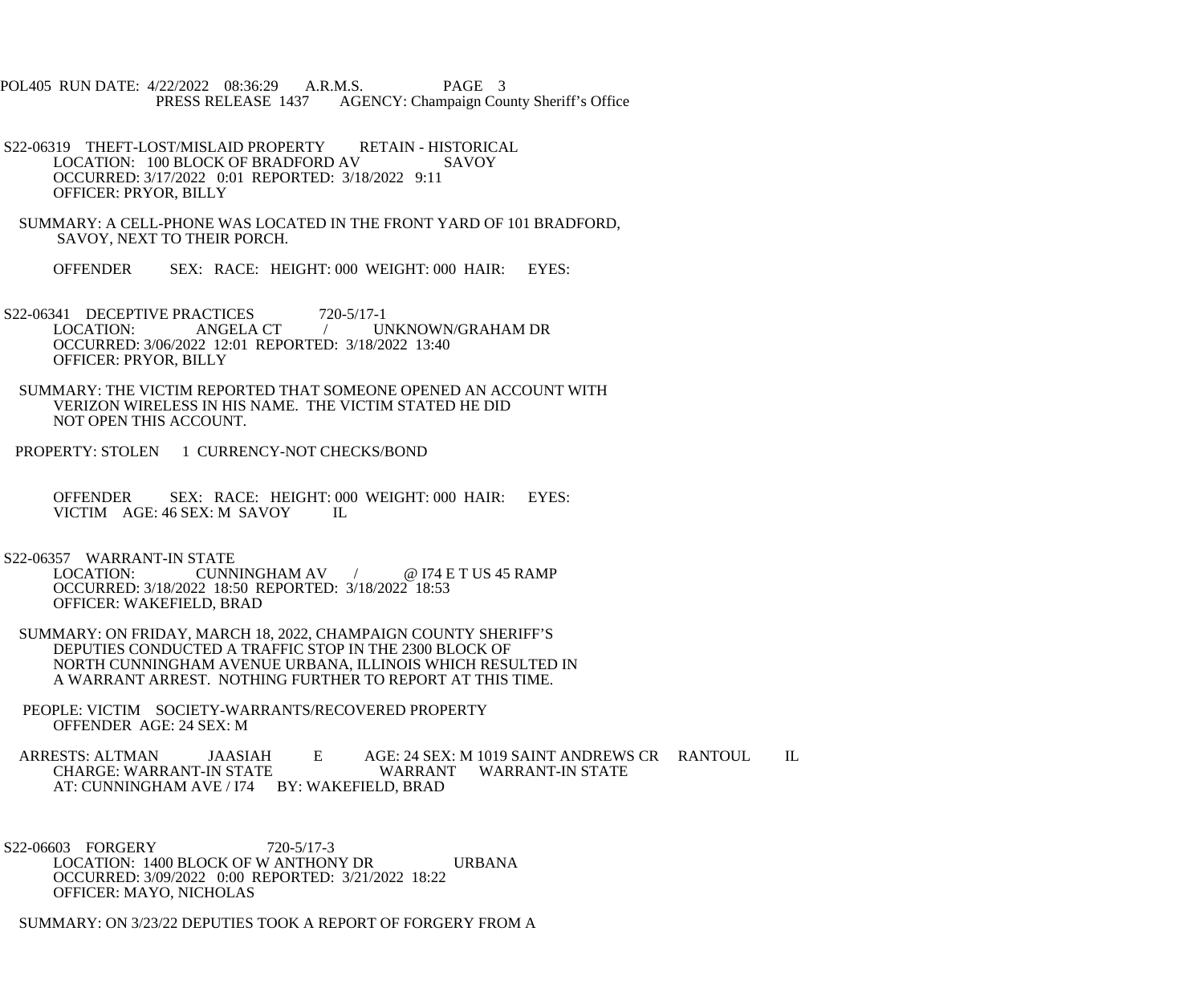S22-06319 THEFT-LOST/MISLAID PROPERTY RETAIN - HISTORICAL
LOCATION: 100 BLOCK OF BRADFORD AV SAVOY
OCCURRED: 3/17/2022 0:01 REPORTED: 3/18/2022 9:11
OFFICER: PRYOR, BILLY

SUMMARY: A CELL-PHONE WAS LOCATED IN THE FRONT YARD OF 101 BRADFORD, SAVOY, NEXT TO THEIR PORCH.

OFFENDER SEX: RACE: HEIGHT: 000 WEIGHT: 000 HAIR: EYES:

S22-06341 DECEPTIVE PRACTICES 720-5/17-1
LOCATION: ANGELA CT / UNKNOWN/GRAHAM DR
OCCURRED: 3/06/2022 12:01 REPORTED: 3/18/2022 13:40
OFFICER: PRYOR, BILLY

SUMMARY: THE VICTIM REPORTED THAT SOMEONE OPENED AN ACCOUNT WITH VERIZON WIRELESS IN HIS NAME. THE VICTIM STATED HE DID NOT OPEN THIS ACCOUNT.

PROPERTY: STOLEN 1 CURRENCY-NOT CHECKS/BOND

OFFENDER SEX: RACE: HEIGHT: 000 WEIGHT: 000 HAIR: EYES:
VICTIM AGE: 46 SEX: M SAVOY IL

S22-06357 WARRANT-IN STATE
LOCATION: CUNNINGHAM AV / @ I74 E T US 45 RAMP
OCCURRED: 3/18/2022 18:50 REPORTED: 3/18/2022 18:53
OFFICER: WAKEFIELD, BRAD

SUMMARY: ON FRIDAY, MARCH 18, 2022, CHAMPAIGN COUNTY SHERIFF'S DEPUTIES CONDUCTED A TRAFFIC STOP IN THE 2300 BLOCK OF NORTH CUNNINGHAM AVENUE URBANA, ILLINOIS WHICH RESULTED IN A WARRANT ARREST. NOTHING FURTHER TO REPORT AT THIS TIME.

PEOPLE: VICTIM SOCIETY-WARRANTS/RECOVERED PROPERTY
OFFENDER AGE: 24 SEX: M

ARRESTS: ALTMAN JAASIAH E AGE: 24 SEX: M 1019 SAINT ANDREWS CR RANTOUL IL
CHARGE: WARRANT-IN STATE WARRANT WARRANT-IN STATE
AT: CUNNINGHAM AVE / I74 BY: WAKEFIELD, BRAD

S22-06603 FORGERY 720-5/17-3
LOCATION: 1400 BLOCK OF W ANTHONY DR URBANA
OCCURRED: 3/09/2022 0:00 REPORTED: 3/21/2022 18:22
OFFICER: MAYO, NICHOLAS

SUMMARY: ON 3/23/22 DEPUTIES TOOK A REPORT OF FORGERY FROM A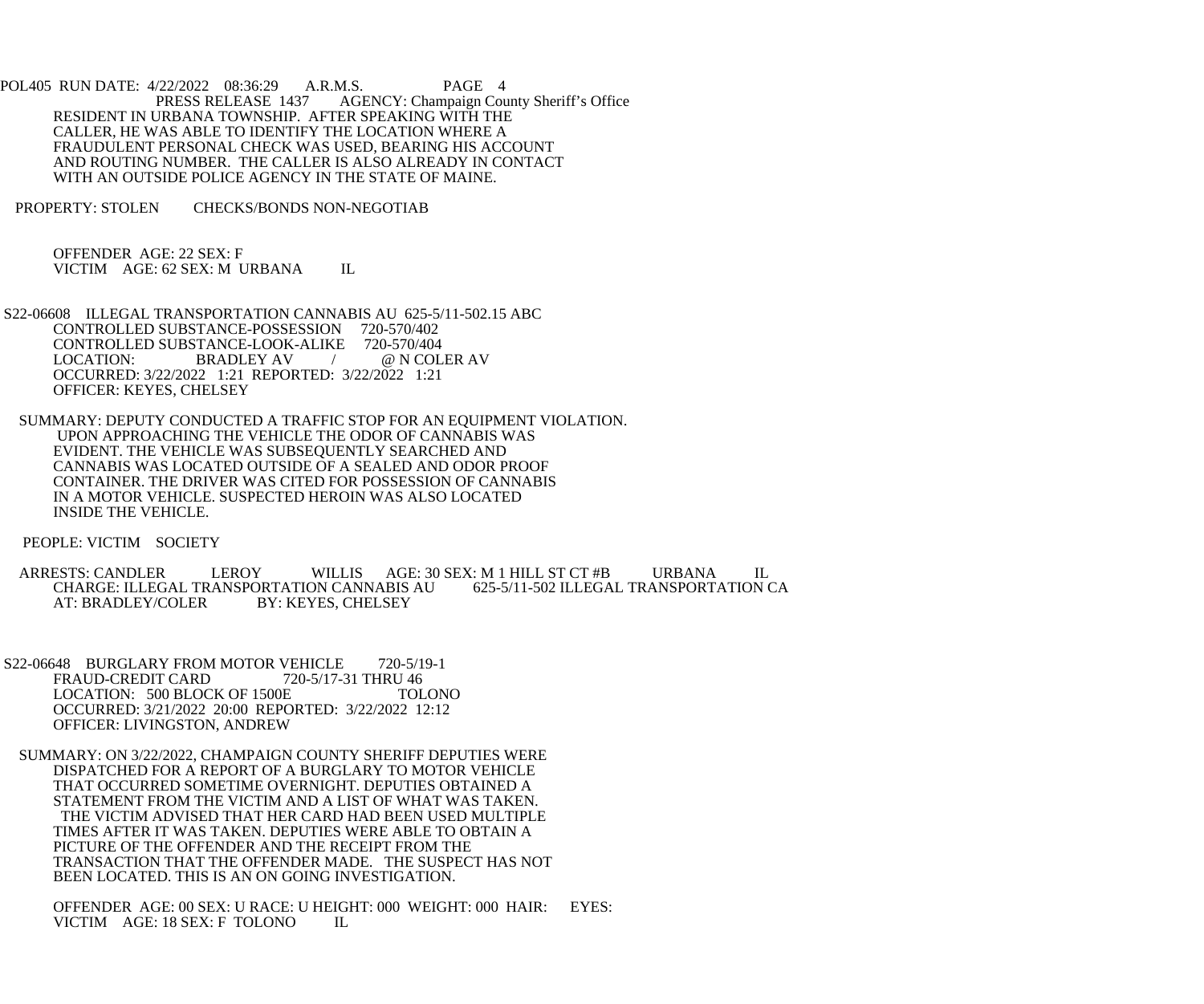RESIDENT IN URBANA TOWNSHIP. AFTER SPEAKING WITH THE CALLER, HE WAS ABLE TO IDENTIFY THE LOCATION WHERE A FRAUDULENT PERSONAL CHECK WAS USED, BEARING HIS ACCOUNT AND ROUTING NUMBER. THE CALLER IS ALSO ALREADY IN CONTACT WITH AN OUTSIDE POLICE AGENCY IN THE STATE OF MAINE.

PROPERTY: STOLEN CHECKS/BONDS NON-NEGOTIAB

OFFENDER AGE: 22 SEX: F
VICTIM AGE: 62 SEX: M URBANA IL

S22-06608 ILLEGAL TRANSPORTATION CANNABIS AU 625-5/11-502.15 ABC
CONTROLLED SUBSTANCE-POSSESSION 720-570/402
CONTROLLED SUBSTANCE-LOOK-ALIKE 720-570/404
LOCATION: BRADLEY AV / @ N COLER AV
OCCURRED: 3/22/2022 1:21 REPORTED: 3/22/2022 1:21
OFFICER: KEYES, CHELSEY

SUMMARY: DEPUTY CONDUCTED A TRAFFIC STOP FOR AN EQUIPMENT VIOLATION. UPON APPROACHING THE VEHICLE THE ODOR OF CANNABIS WAS EVIDENT. THE VEHICLE WAS SUBSEQUENTLY SEARCHED AND CANNABIS WAS LOCATED OUTSIDE OF A SEALED AND ODOR PROOF CONTAINER. THE DRIVER WAS CITED FOR POSSESSION OF CANNABIS IN A MOTOR VEHICLE. SUSPECTED HEROIN WAS ALSO LOCATED INSIDE THE VEHICLE.

PEOPLE: VICTIM SOCIETY

ARRESTS: CANDLER LEROY WILLIS AGE: 30 SEX: M 1 HILL ST CT #B URBANA IL
CHARGE: ILLEGAL TRANSPORTATION CANNABIS AU 625-5/11-502 ILLEGAL TRANSPORTATION CA
AT: BRADLEY/COLER BY: KEYES, CHELSEY

S22-06648 BURGLARY FROM MOTOR VEHICLE 720-5/19-1
FRAUD-CREDIT CARD 720-5/17-31 THRU 46
LOCATION: 500 BLOCK OF 1500E TOLONO
OCCURRED: 3/21/2022 20:00 REPORTED: 3/22/2022 12:12
OFFICER: LIVINGSTON, ANDREW

SUMMARY: ON 3/22/2022, CHAMPAIGN COUNTY SHERIFF DEPUTIES WERE DISPATCHED FOR A REPORT OF A BURGLARY TO MOTOR VEHICLE THAT OCCURRED SOMETIME OVERNIGHT. DEPUTIES OBTAINED A STATEMENT FROM THE VICTIM AND A LIST OF WHAT WAS TAKEN. THE VICTIM ADVISED THAT HER CARD HAD BEEN USED MULTIPLE TIMES AFTER IT WAS TAKEN. DEPUTIES WERE ABLE TO OBTAIN A PICTURE OF THE OFFENDER AND THE RECEIPT FROM THE TRANSACTION THAT THE OFFENDER MADE. THE SUSPECT HAS NOT BEEN LOCATED. THIS IS AN ON GOING INVESTIGATION.

OFFENDER AGE: 00 SEX: U RACE: U HEIGHT: 000 WEIGHT: 000 HAIR: EYES:
VICTIM AGE: 18 SEX: F TOLONO IL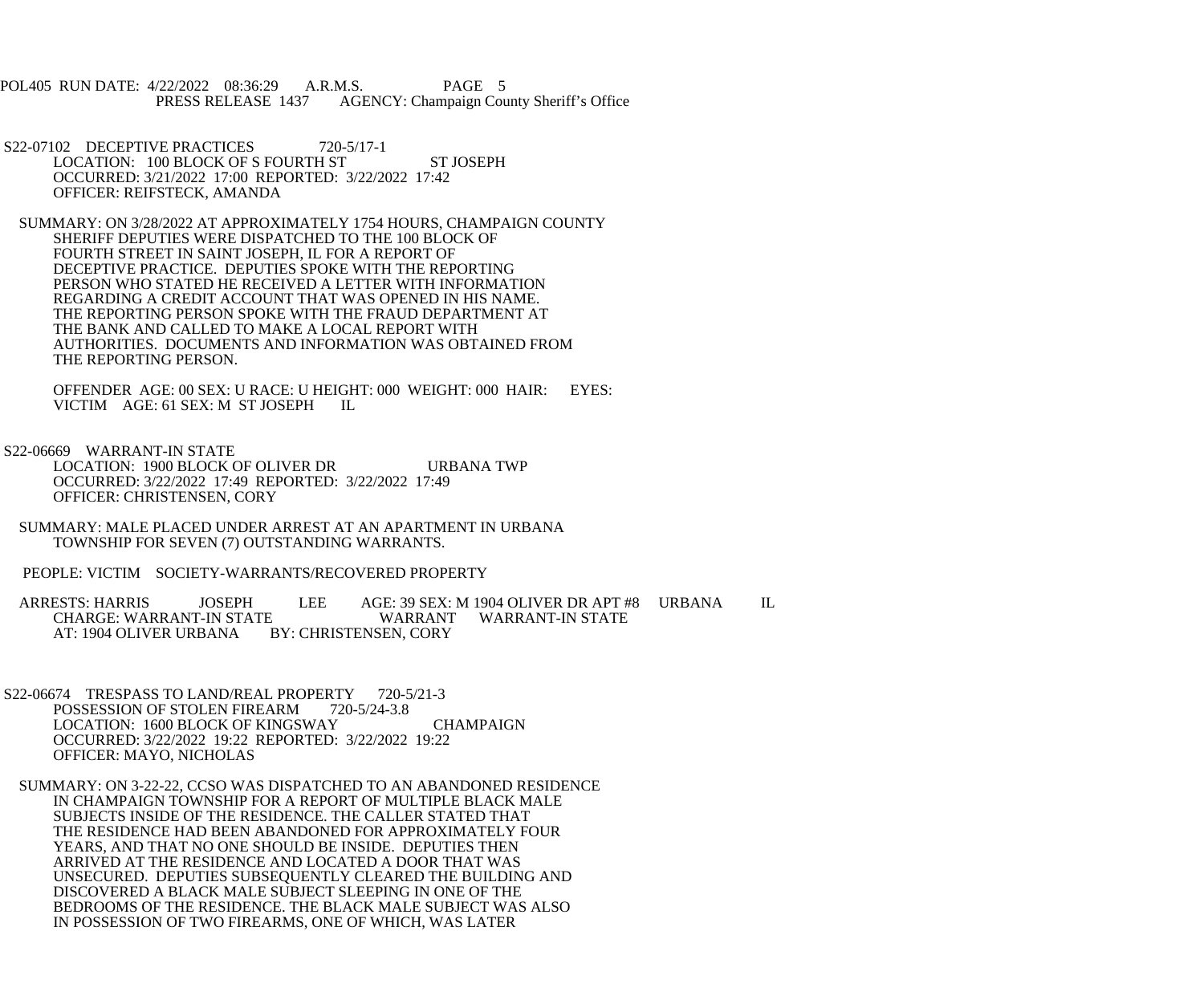S22-07102 DECEPTIVE PRACTICES 720-5/17-1
LOCATION: 100 BLOCK OF S FOURTH ST ST JOSEPH
OCCURRED: 3/21/2022 17:00 REPORTED: 3/22/2022 17:42
OFFICER: REIFSTECK, AMANDA

SUMMARY: ON 3/28/2022 AT APPROXIMATELY 1754 HOURS, CHAMPAIGN COUNTY SHERIFF DEPUTIES WERE DISPATCHED TO THE 100 BLOCK OF FOURTH STREET IN SAINT JOSEPH, IL FOR A REPORT OF DECEPTIVE PRACTICE. DEPUTIES SPOKE WITH THE REPORTING PERSON WHO STATED HE RECEIVED A LETTER WITH INFORMATION REGARDING A CREDIT ACCOUNT THAT WAS OPENED IN HIS NAME. THE REPORTING PERSON SPOKE WITH THE FRAUD DEPARTMENT AT THE BANK AND CALLED TO MAKE A LOCAL REPORT WITH AUTHORITIES. DOCUMENTS AND INFORMATION WAS OBTAINED FROM THE REPORTING PERSON.

OFFENDER AGE: 00 SEX: U RACE: U HEIGHT: 000 WEIGHT: 000 HAIR: EYES:
VICTIM AGE: 61 SEX: M ST JOSEPH IL

S22-06669 WARRANT-IN STATE
LOCATION: 1900 BLOCK OF OLIVER DR URBANA TWP
OCCURRED: 3/22/2022 17:49 REPORTED: 3/22/2022 17:49
OFFICER: CHRISTENSEN, CORY

SUMMARY: MALE PLACED UNDER ARREST AT AN APARTMENT IN URBANA TOWNSHIP FOR SEVEN (7) OUTSTANDING WARRANTS.

PEOPLE: VICTIM SOCIETY-WARRANTS/RECOVERED PROPERTY

ARRESTS: HARRIS JOSEPH LEE AGE: 39 SEX: M 1904 OLIVER DR APT #8 URBANA IL
CHARGE: WARRANT-IN STATE WARRANT WARRANT-IN STATE
AT: 1904 OLIVER URBANA BY: CHRISTENSEN, CORY

S22-06674 TRESPASS TO LAND/REAL PROPERTY 720-5/21-3
POSSESSION OF STOLEN FIREARM 720-5/24-3.8
LOCATION: 1600 BLOCK OF KINGSWAY CHAMPAIGN
OCCURRED: 3/22/2022 19:22 REPORTED: 3/22/2022 19:22
OFFICER: MAYO, NICHOLAS

SUMMARY: ON 3-22-22, CCSO WAS DISPATCHED TO AN ABANDONED RESIDENCE IN CHAMPAIGN TOWNSHIP FOR A REPORT OF MULTIPLE BLACK MALE SUBJECTS INSIDE OF THE RESIDENCE. THE CALLER STATED THAT THE RESIDENCE HAD BEEN ABANDONED FOR APPROXIMATELY FOUR YEARS, AND THAT NO ONE SHOULD BE INSIDE. DEPUTIES THEN ARRIVED AT THE RESIDENCE AND LOCATED A DOOR THAT WAS UNSECURED. DEPUTIES SUBSEQUENTLY CLEARED THE BUILDING AND DISCOVERED A BLACK MALE SUBJECT SLEEPING IN ONE OF THE BEDROOMS OF THE RESIDENCE. THE BLACK MALE SUBJECT WAS ALSO IN POSSESSION OF TWO FIREARMS, ONE OF WHICH, WAS LATER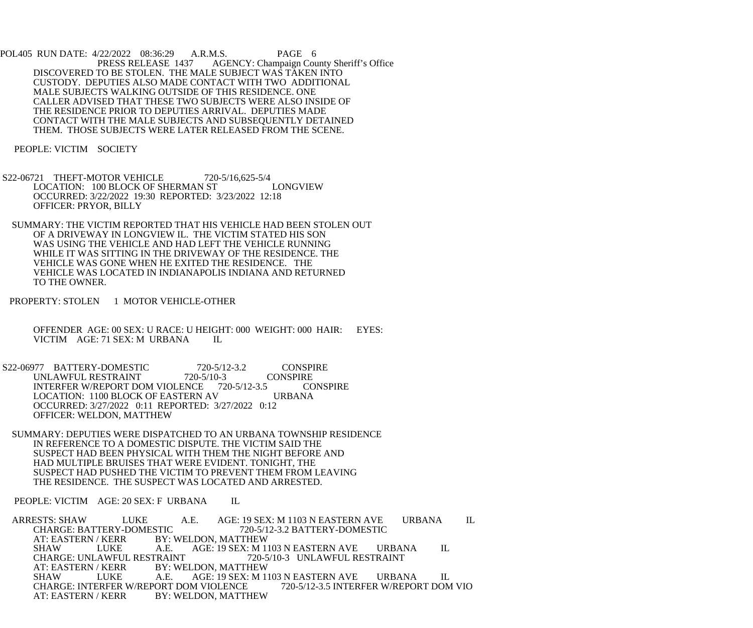DISCOVERED TO BE STOLEN. THE MALE SUBJECT WAS TAKEN INTO CUSTODY. DEPUTIES ALSO MADE CONTACT WITH TWO ADDITIONAL MALE SUBJECTS WALKING OUTSIDE OF THIS RESIDENCE. ONE CALLER ADVISED THAT THESE TWO SUBJECTS WERE ALSO INSIDE OF THE RESIDENCE PRIOR TO DEPUTIES ARRIVAL. DEPUTIES MADE CONTACT WITH THE MALE SUBJECTS AND SUBSEQUENTLY DETAINED THEM. THOSE SUBJECTS WERE LATER RELEASED FROM THE SCENE.

PEOPLE: VICTIM SOCIETY

S22-06721 THEFT-MOTOR VEHICLE 720-5/16,625-5/4
LOCATION: 100 BLOCK OF SHERMAN ST LONGVIEW
OCCURRED: 3/22/2022 19:30 REPORTED: 3/23/2022 12:18
OFFICER: PRYOR, BILLY

SUMMARY: THE VICTIM REPORTED THAT HIS VEHICLE HAD BEEN STOLEN OUT OF A DRIVEWAY IN LONGVIEW IL. THE VICTIM STATED HIS SON WAS USING THE VEHICLE AND HAD LEFT THE VEHICLE RUNNING WHILE IT WAS SITTING IN THE DRIVEWAY OF THE RESIDENCE. THE VEHICLE WAS GONE WHEN HE EXITED THE RESIDENCE. THE VEHICLE WAS LOCATED IN INDIANAPOLIS INDIANA AND RETURNED TO THE OWNER.

PROPERTY: STOLEN 1 MOTOR VEHICLE-OTHER

OFFENDER AGE: 00 SEX: U RACE: U HEIGHT: 000 WEIGHT: 000 HAIR: EYES:
VICTIM AGE: 71 SEX: M URBANA IL

S22-06977 BATTERY-DOMESTIC 720-5/12-3.2 CONSPIRE
UNLAWFUL RESTRAINT 720-5/10-3 CONSPIRE
INTERFER W/REPORT DOM VIOLENCE 720-5/12-3.5 CONSPIRE
LOCATION: 1100 BLOCK OF EASTERN AV URBANA
OCCURRED: 3/27/2022 0:11 REPORTED: 3/27/2022 0:12
OFFICER: WELDON, MATTHEW

SUMMARY: DEPUTIES WERE DISPATCHED TO AN URBANA TOWNSHIP RESIDENCE IN REFERENCE TO A DOMESTIC DISPUTE. THE VICTIM SAID THE SUSPECT HAD BEEN PHYSICAL WITH THEM THE NIGHT BEFORE AND HAD MULTIPLE BRUISES THAT WERE EVIDENT. TONIGHT, THE SUSPECT HAD PUSHED THE VICTIM TO PREVENT THEM FROM LEAVING THE RESIDENCE. THE SUSPECT WAS LOCATED AND ARRESTED.

PEOPLE: VICTIM AGE: 20 SEX: F URBANA IL

ARRESTS: SHAW LUKE A.E. AGE: 19 SEX: M 1103 N EASTERN AVE URBANA IL
CHARGE: BATTERY-DOMESTIC 720-5/12-3.2 BATTERY-DOMESTIC
AT: EASTERN / KERR BY: WELDON, MATTHEW
SHAW LUKE A.E. AGE: 19 SEX: M 1103 N EASTERN AVE URBANA IL
CHARGE: UNLAWFUL RESTRAINT 720-5/10-3 UNLAWFUL RESTRAINT
AT: EASTERN / KERR BY: WELDON, MATTHEW
SHAW LUKE A.E. AGE: 19 SEX: M 1103 N EASTERN AVE URBANA IL
CHARGE: INTERFER W/REPORT DOM VIOLENCE 720-5/12-3.5 INTERFER W/REPORT DOM VIO
AT: EASTERN / KERR BY: WELDON, MATTHEW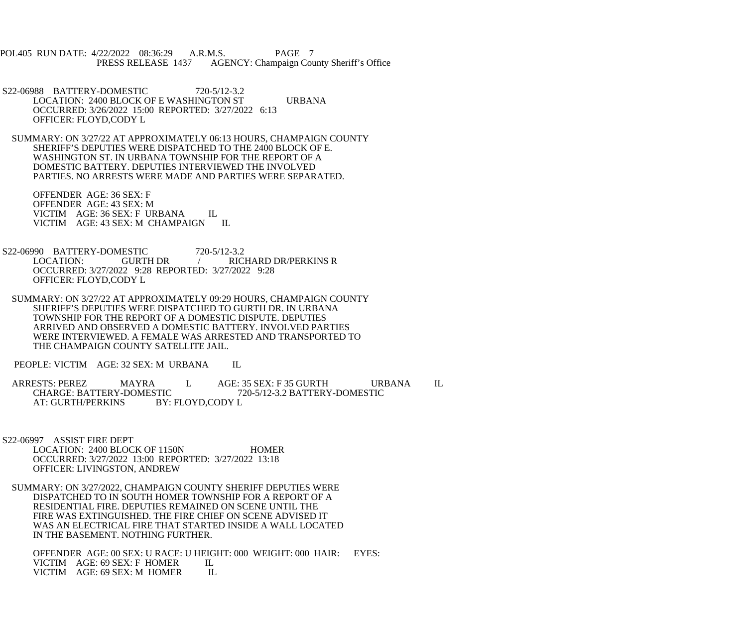S22-06988 BATTERY-DOMESTIC 720-5/12-3.2
LOCATION: 2400 BLOCK OF E WASHINGTON ST URBANA
OCCURRED: 3/26/2022 15:00 REPORTED: 3/27/2022 6:13
OFFICER: FLOYD,CODY L

SUMMARY: ON 3/27/22 AT APPROXIMATELY 06:13 HOURS, CHAMPAIGN COUNTY SHERIFF'S DEPUTIES WERE DISPATCHED TO THE 2400 BLOCK OF E. WASHINGTON ST. IN URBANA TOWNSHIP FOR THE REPORT OF A DOMESTIC BATTERY. DEPUTIES INTERVIEWED THE INVOLVED PARTIES. NO ARRESTS WERE MADE AND PARTIES WERE SEPARATED.

OFFENDER AGE: 36 SEX: F
OFFENDER AGE: 43 SEX: M
VICTIM AGE: 36 SEX: F URBANA IL
VICTIM AGE: 43 SEX: M CHAMPAIGN IL

S22-06990 BATTERY-DOMESTIC 720-5/12-3.2
LOCATION: GURTH DR / RICHARD DR/PERKINS R
OCCURRED: 3/27/2022 9:28 REPORTED: 3/27/2022 9:28
OFFICER: FLOYD,CODY L

SUMMARY: ON 3/27/22 AT APPROXIMATELY 09:29 HOURS, CHAMPAIGN COUNTY SHERIFF'S DEPUTIES WERE DISPATCHED TO GURTH DR. IN URBANA TOWNSHIP FOR THE REPORT OF A DOMESTIC DISPUTE. DEPUTIES ARRIVED AND OBSERVED A DOMESTIC BATTERY. INVOLVED PARTIES WERE INTERVIEWED. A FEMALE WAS ARRESTED AND TRANSPORTED TO THE CHAMPAIGN COUNTY SATELLITE JAIL.

PEOPLE: VICTIM AGE: 32 SEX: M URBANA IL

ARRESTS: PEREZ MAYRA L AGE: 35 SEX: F 35 GURTH URBANA IL
CHARGE: BATTERY-DOMESTIC 720-5/12-3.2 BATTERY-DOMESTIC
AT: GURTH/PERKINS BY: FLOYD,CODY L

S22-06997 ASSIST FIRE DEPT
LOCATION: 2400 BLOCK OF 1150N HOMER
OCCURRED: 3/27/2022 13:00 REPORTED: 3/27/2022 13:18
OFFICER: LIVINGSTON, ANDREW

SUMMARY: ON 3/27/2022, CHAMPAIGN COUNTY SHERIFF DEPUTIES WERE DISPATCHED TO IN SOUTH HOMER TOWNSHIP FOR A REPORT OF A RESIDENTIAL FIRE. DEPUTIES REMAINED ON SCENE UNTIL THE FIRE WAS EXTINGUISHED. THE FIRE CHIEF ON SCENE ADVISED IT WAS AN ELECTRICAL FIRE THAT STARTED INSIDE A WALL LOCATED IN THE BASEMENT. NOTHING FURTHER.

OFFENDER AGE: 00 SEX: U RACE: U HEIGHT: 000 WEIGHT: 000 HAIR: EYES:
VICTIM AGE: 69 SEX: F HOMER IL
VICTIM AGE: 69 SEX: M HOMER IL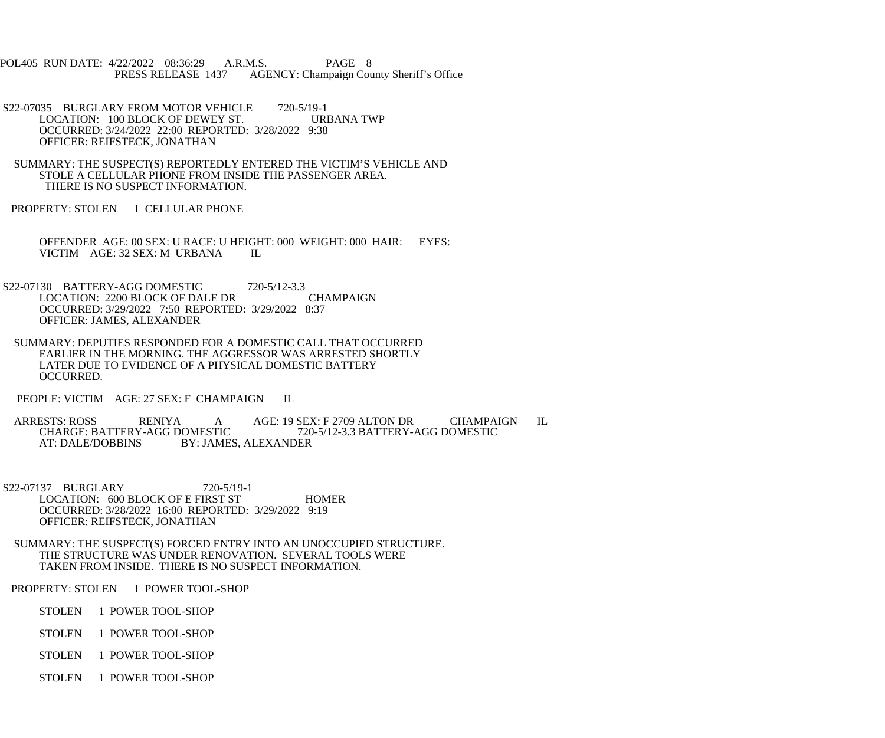POL405 RUN DATE: 4/22/2022 08:36:29 A.R.M.S. PAGE 8
PRESS RELEASE 1437 AGENCY: Champaign County Sheriff's Office

S22-07035 BURGLARY FROM MOTOR VEHICLE 720-5/19-1
LOCATION: 100 BLOCK OF DEWEY ST. URBANA TWP
OCCURRED: 3/24/2022 22:00 REPORTED: 3/28/2022 9:38
OFFICER: REIFSTECK, JONATHAN

SUMMARY: THE SUSPECT(S) REPORTEDLY ENTERED THE VICTIM'S VEHICLE AND STOLE A CELLULAR PHONE FROM INSIDE THE PASSENGER AREA. THERE IS NO SUSPECT INFORMATION.

PROPERTY: STOLEN 1 CELLULAR PHONE

OFFENDER AGE: 00 SEX: U RACE: U HEIGHT: 000 WEIGHT: 000 HAIR: EYES:
VICTIM AGE: 32 SEX: M URBANA IL

S22-07130 BATTERY-AGG DOMESTIC 720-5/12-3.3
LOCATION: 2200 BLOCK OF DALE DR CHAMPAIGN
OCCURRED: 3/29/2022 7:50 REPORTED: 3/29/2022 8:37
OFFICER: JAMES, ALEXANDER

SUMMARY: DEPUTIES RESPONDED FOR A DOMESTIC CALL THAT OCCURRED EARLIER IN THE MORNING. THE AGGRESSOR WAS ARRESTED SHORTLY LATER DUE TO EVIDENCE OF A PHYSICAL DOMESTIC BATTERY OCCURRED.

PEOPLE: VICTIM AGE: 27 SEX: F CHAMPAIGN IL

ARRESTS: ROSS RENIYA A AGE: 19 SEX: F 2709 ALTON DR CHAMPAIGN IL
CHARGE: BATTERY-AGG DOMESTIC 720-5/12-3.3 BATTERY-AGG DOMESTIC
AT: DALE/DOBBINS BY: JAMES, ALEXANDER

S22-07137 BURGLARY 720-5/19-1
LOCATION: 600 BLOCK OF E FIRST ST HOMER
OCCURRED: 3/28/2022 16:00 REPORTED: 3/29/2022 9:19
OFFICER: REIFSTECK, JONATHAN

SUMMARY: THE SUSPECT(S) FORCED ENTRY INTO AN UNOCCUPIED STRUCTURE. THE STRUCTURE WAS UNDER RENOVATION. SEVERAL TOOLS WERE TAKEN FROM INSIDE. THERE IS NO SUSPECT INFORMATION.

PROPERTY: STOLEN 1 POWER TOOL-SHOP

STOLEN 1 POWER TOOL-SHOP

STOLEN 1 POWER TOOL-SHOP

STOLEN 1 POWER TOOL-SHOP

STOLEN 1 POWER TOOL-SHOP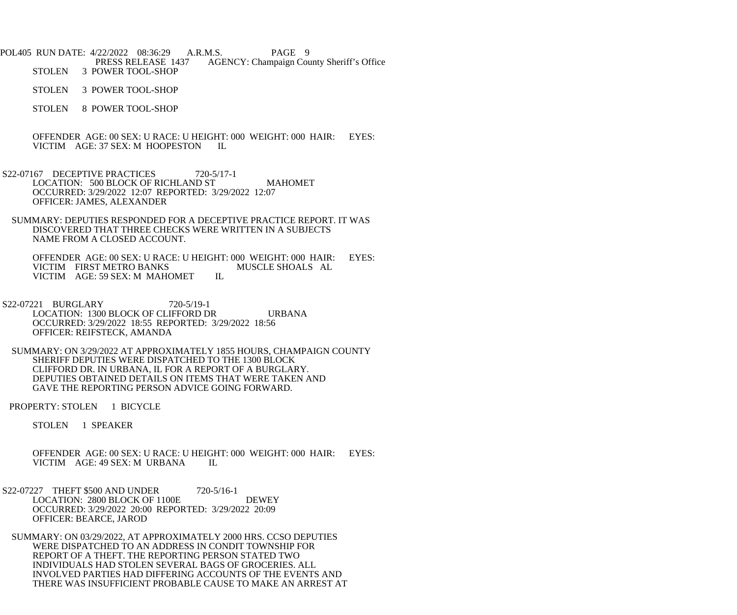STOLEN 3 POWER TOOL-SHOP

STOLEN 3 POWER TOOL-SHOP

STOLEN 8 POWER TOOL-SHOP

OFFENDER AGE: 00 SEX: U RACE: U HEIGHT: 000 WEIGHT: 000 HAIR: EYES:
VICTIM AGE: 37 SEX: M HOOPESTON IL

S22-07167 DECEPTIVE PRACTICES 720-5/17-1
LOCATION: 500 BLOCK OF RICHLAND ST MAHOMET
OCCURRED: 3/29/2022 12:07 REPORTED: 3/29/2022 12:07
OFFICER: JAMES, ALEXANDER

SUMMARY: DEPUTIES RESPONDED FOR A DECEPTIVE PRACTICE REPORT. IT WAS DISCOVERED THAT THREE CHECKS WERE WRITTEN IN A SUBJECTS NAME FROM A CLOSED ACCOUNT.

OFFENDER AGE: 00 SEX: U RACE: U HEIGHT: 000 WEIGHT: 000 HAIR: EYES:
VICTIM FIRST METRO BANKS MUSCLE SHOALS AL
VICTIM AGE: 59 SEX: M MAHOMET IL

S22-07221 BURGLARY 720-5/19-1
LOCATION: 1300 BLOCK OF CLIFFORD DR URBANA
OCCURRED: 3/29/2022 18:55 REPORTED: 3/29/2022 18:56
OFFICER: REIFSTECK, AMANDA

SUMMARY: ON 3/29/2022 AT APPROXIMATELY 1855 HOURS, CHAMPAIGN COUNTY SHERIFF DEPUTIES WERE DISPATCHED TO THE 1300 BLOCK CLIFFORD DR. IN URBANA, IL FOR A REPORT OF A BURGLARY. DEPUTIES OBTAINED DETAILS ON ITEMS THAT WERE TAKEN AND GAVE THE REPORTING PERSON ADVICE GOING FORWARD.

PROPERTY: STOLEN 1 BICYCLE

STOLEN 1 SPEAKER

OFFENDER AGE: 00 SEX: U RACE: U HEIGHT: 000 WEIGHT: 000 HAIR: EYES:
VICTIM AGE: 49 SEX: M URBANA IL

S22-07227 THEFT $500 AND UNDER 720-5/16-1
LOCATION: 2800 BLOCK OF 1100E DEWEY
OCCURRED: 3/29/2022 20:00 REPORTED: 3/29/2022 20:09
OFFICER: BEARCE, JAROD

SUMMARY: ON 03/29/2022, AT APPROXIMATELY 2000 HRS. CCSO DEPUTIES WERE DISPATCHED TO AN ADDRESS IN CONDIT TOWNSHIP FOR REPORT OF A THEFT. THE REPORTING PERSON STATED TWO INDIVIDUALS HAD STOLEN SEVERAL BAGS OF GROCERIES. ALL INVOLVED PARTIES HAD DIFFERING ACCOUNTS OF THE EVENTS AND THERE WAS INSUFFICIENT PROBABLE CAUSE TO MAKE AN ARREST AT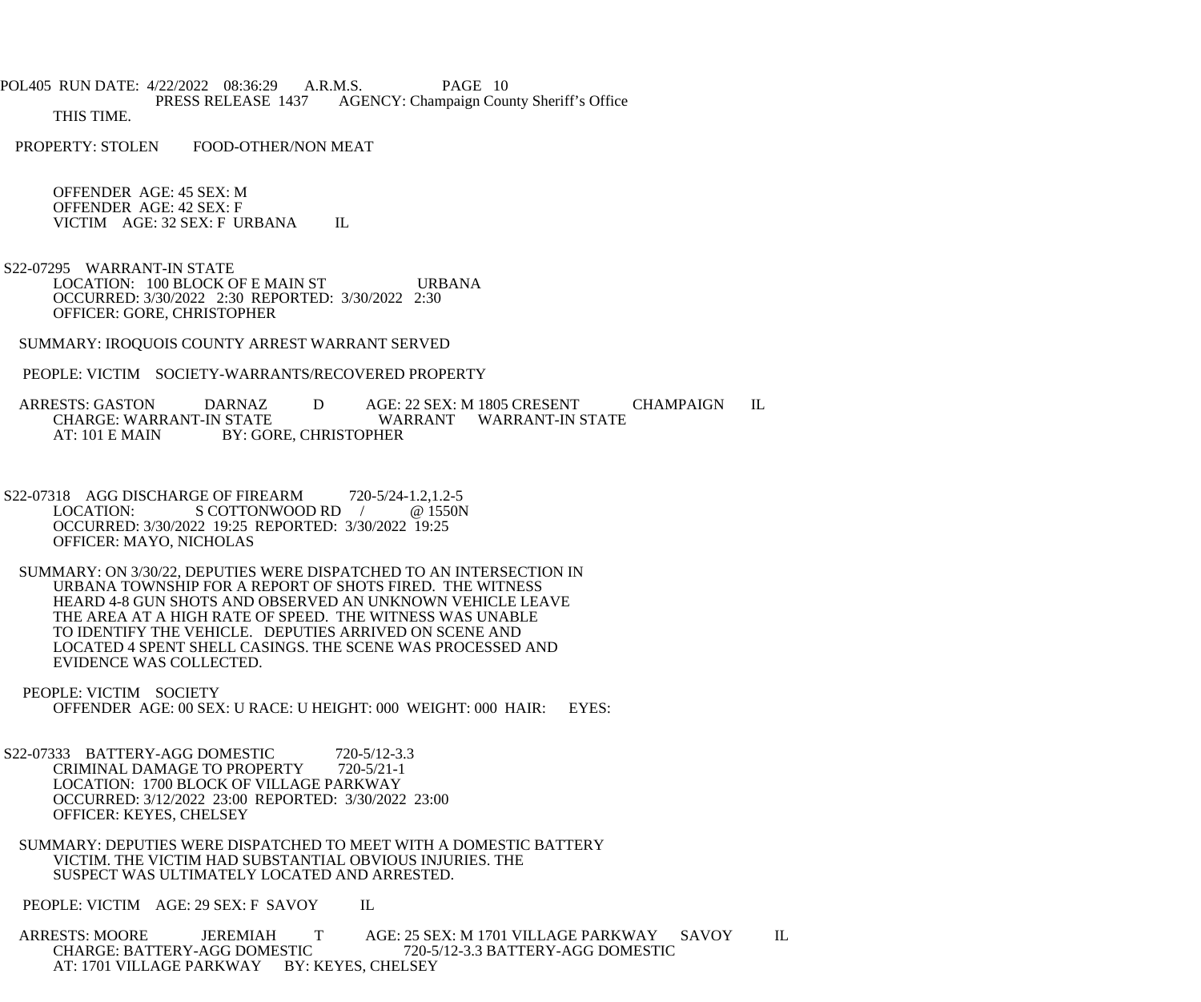THIS TIME.

PROPERTY: STOLEN FOOD-OTHER/NON MEAT

OFFENDER AGE: 45 SEX: M
OFFENDER AGE: 42 SEX: F
VICTIM AGE: 32 SEX: F URBANA IL

S22-07295 WARRANT-IN STATE
LOCATION: 100 BLOCK OF E MAIN ST URBANA
OCCURRED: 3/30/2022 2:30 REPORTED: 3/30/2022 2:30
OFFICER: GORE, CHRISTOPHER

SUMMARY: IROQUOIS COUNTY ARREST WARRANT SERVED

PEOPLE: VICTIM SOCIETY-WARRANTS/RECOVERED PROPERTY

ARRESTS: GASTON DARNAZ D AGE: 22 SEX: M 1805 CRESENT CHAMPAIGN IL
CHARGE: WARRANT-IN STATE WARRANT WARRANT-IN STATE
AT: 101 E MAIN BY: GORE, CHRISTOPHER

S22-07318 AGG DISCHARGE OF FIREARM 720-5/24-1.2,1.2-5
LOCATION: S COTTONWOOD RD / @ 1550N
OCCURRED: 3/30/2022 19:25 REPORTED: 3/30/2022 19:25
OFFICER: MAYO, NICHOLAS

SUMMARY: ON 3/30/22, DEPUTIES WERE DISPATCHED TO AN INTERSECTION IN URBANA TOWNSHIP FOR A REPORT OF SHOTS FIRED. THE WITNESS HEARD 4-8 GUN SHOTS AND OBSERVED AN UNKNOWN VEHICLE LEAVE THE AREA AT A HIGH RATE OF SPEED. THE WITNESS WAS UNABLE TO IDENTIFY THE VEHICLE. DEPUTIES ARRIVED ON SCENE AND LOCATED 4 SPENT SHELL CASINGS. THE SCENE WAS PROCESSED AND EVIDENCE WAS COLLECTED.

PEOPLE: VICTIM SOCIETY
OFFENDER AGE: 00 SEX: U RACE: U HEIGHT: 000 WEIGHT: 000 HAIR: EYES:

S22-07333 BATTERY-AGG DOMESTIC 720-5/12-3.3
CRIMINAL DAMAGE TO PROPERTY 720-5/21-1
LOCATION: 1700 BLOCK OF VILLAGE PARKWAY
OCCURRED: 3/12/2022 23:00 REPORTED: 3/30/2022 23:00
OFFICER: KEYES, CHELSEY

SUMMARY: DEPUTIES WERE DISPATCHED TO MEET WITH A DOMESTIC BATTERY VICTIM. THE VICTIM HAD SUBSTANTIAL OBVIOUS INJURIES. THE SUSPECT WAS ULTIMATELY LOCATED AND ARRESTED.

PEOPLE: VICTIM AGE: 29 SEX: F SAVOY IL

ARRESTS: MOORE JEREMIAH T AGE: 25 SEX: M 1701 VILLAGE PARKWAY SAVOY IL
CHARGE: BATTERY-AGG DOMESTIC 720-5/12-3.3 BATTERY-AGG DOMESTIC
AT: 1701 VILLAGE PARKWAY BY: KEYES, CHELSEY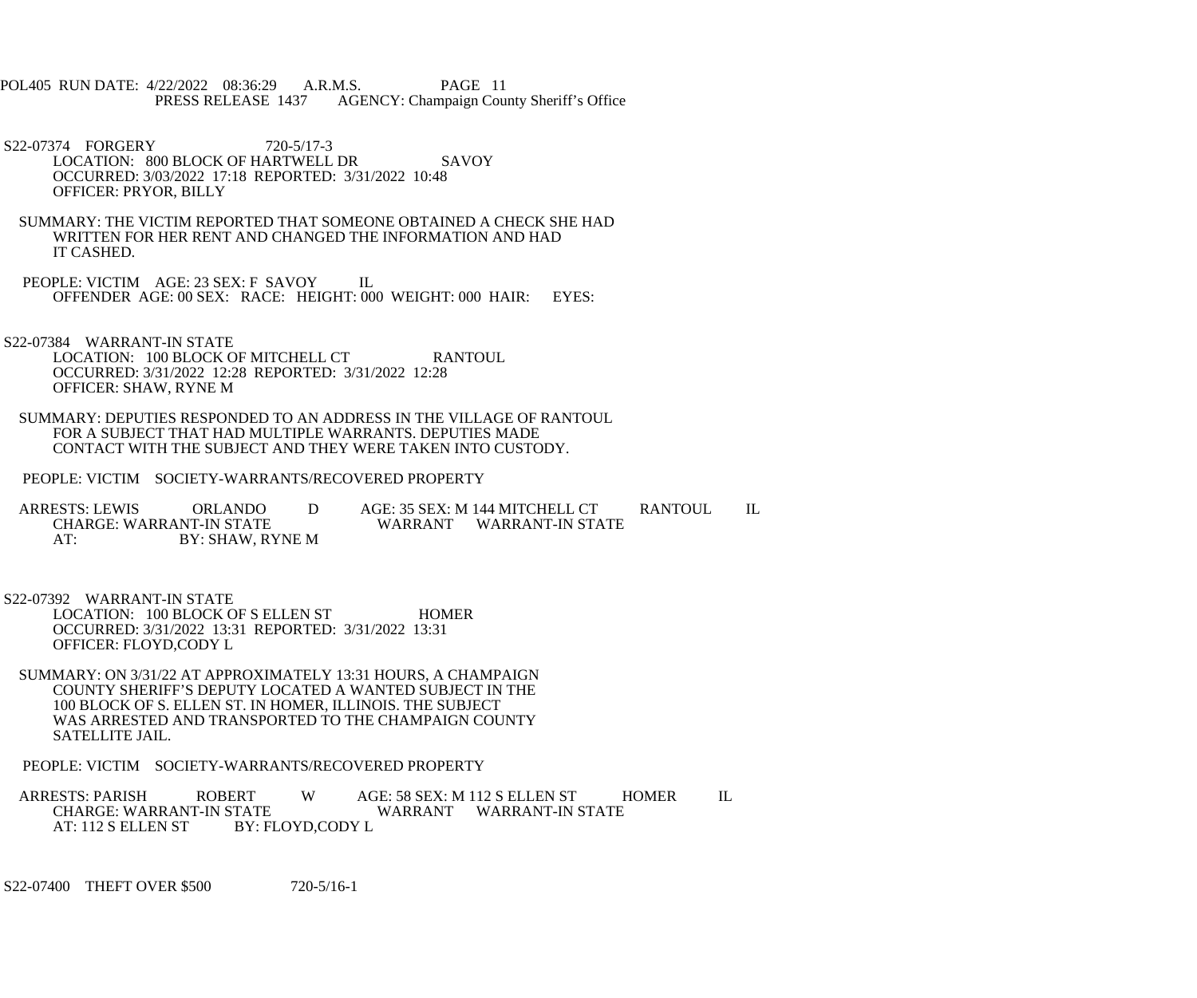S22-07374 FORGERY 720-5/17-3
LOCATION: 800 BLOCK OF HARTWELL DR SAVOY
OCCURRED: 3/03/2022 17:18 REPORTED: 3/31/2022 10:48
OFFICER: PRYOR, BILLY

SUMMARY: THE VICTIM REPORTED THAT SOMEONE OBTAINED A CHECK SHE HAD WRITTEN FOR HER RENT AND CHANGED THE INFORMATION AND HAD IT CASHED.

PEOPLE: VICTIM AGE: 23 SEX: F SAVOY IL
OFFENDER AGE: 00 SEX: RACE: HEIGHT: 000 WEIGHT: 000 HAIR: EYES:

S22-07384 WARRANT-IN STATE
LOCATION: 100 BLOCK OF MITCHELL CT RANTOUL
OCCURRED: 3/31/2022 12:28 REPORTED: 3/31/2022 12:28
OFFICER: SHAW, RYNE M

SUMMARY: DEPUTIES RESPONDED TO AN ADDRESS IN THE VILLAGE OF RANTOUL FOR A SUBJECT THAT HAD MULTIPLE WARRANTS. DEPUTIES MADE CONTACT WITH THE SUBJECT AND THEY WERE TAKEN INTO CUSTODY.

PEOPLE: VICTIM SOCIETY-WARRANTS/RECOVERED PROPERTY

ARRESTS: LEWIS ORLANDO D AGE: 35 SEX: M 144 MITCHELL CT RANTOUL IL
CHARGE: WARRANT-IN STATE WARRANT WARRANT-IN STATE
AT: BY: SHAW, RYNE M

S22-07392 WARRANT-IN STATE
LOCATION: 100 BLOCK OF S ELLEN ST HOMER
OCCURRED: 3/31/2022 13:31 REPORTED: 3/31/2022 13:31
OFFICER: FLOYD,CODY L

SUMMARY: ON 3/31/22 AT APPROXIMATELY 13:31 HOURS, A CHAMPAIGN COUNTY SHERIFF'S DEPUTY LOCATED A WANTED SUBJECT IN THE 100 BLOCK OF S. ELLEN ST. IN HOMER, ILLINOIS. THE SUBJECT WAS ARRESTED AND TRANSPORTED TO THE CHAMPAIGN COUNTY SATELLITE JAIL.

PEOPLE: VICTIM SOCIETY-WARRANTS/RECOVERED PROPERTY

ARRESTS: PARISH ROBERT W AGE: 58 SEX: M 112 S ELLEN ST HOMER IL
CHARGE: WARRANT-IN STATE WARRANT WARRANT-IN STATE
AT: 112 S ELLEN ST BY: FLOYD,CODY L

S22-07400 THEFT OVER $500 720-5/16-1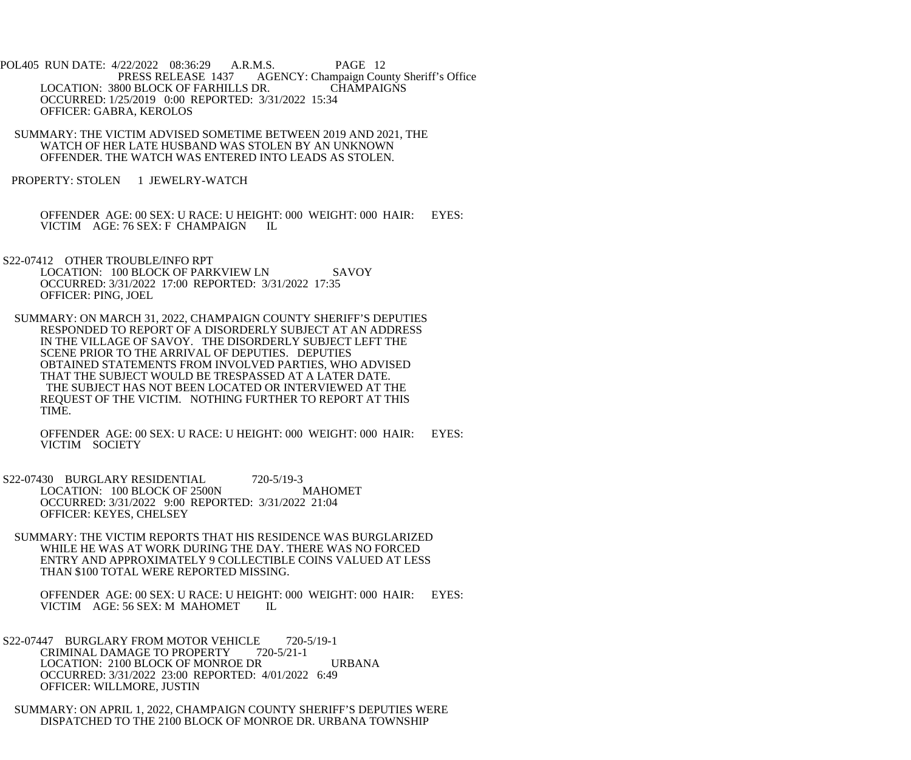POL405 RUN DATE: 4/22/2022 08:36:29 A.R.M.S. PAGE 12

PRESS RELEASE 1437 AGENCY: Champaign County Sheriff's Office

LOCATION: 3800 BLOCK OF FARHILLS DR. CHAMPAIGNS
OCCURRED: 1/25/2019 0:00 REPORTED: 3/31/2022 15:34
OFFICER: GABRA, KEROLOS

SUMMARY: THE VICTIM ADVISED SOMETIME BETWEEN 2019 AND 2021, THE WATCH OF HER LATE HUSBAND WAS STOLEN BY AN UNKNOWN OFFENDER. THE WATCH WAS ENTERED INTO LEADS AS STOLEN.

PROPERTY: STOLEN 1 JEWELRY-WATCH

OFFENDER AGE: 00 SEX: U RACE: U HEIGHT: 000 WEIGHT: 000 HAIR: EYES:
VICTIM AGE: 76 SEX: F CHAMPAIGN IL

S22-07412 OTHER TROUBLE/INFO RPT
LOCATION: 100 BLOCK OF PARKVIEW LN SAVOY
OCCURRED: 3/31/2022 17:00 REPORTED: 3/31/2022 17:35
OFFICER: PING, JOEL

SUMMARY: ON MARCH 31, 2022, CHAMPAIGN COUNTY SHERIFF'S DEPUTIES RESPONDED TO REPORT OF A DISORDERLY SUBJECT AT AN ADDRESS IN THE VILLAGE OF SAVOY. THE DISORDERLY SUBJECT LEFT THE SCENE PRIOR TO THE ARRIVAL OF DEPUTIES. DEPUTIES OBTAINED STATEMENTS FROM INVOLVED PARTIES, WHO ADVISED THAT THE SUBJECT WOULD BE TRESPASSED AT A LATER DATE. THE SUBJECT HAS NOT BEEN LOCATED OR INTERVIEWED AT THE REQUEST OF THE VICTIM. NOTHING FURTHER TO REPORT AT THIS TIME.

OFFENDER AGE: 00 SEX: U RACE: U HEIGHT: 000 WEIGHT: 000 HAIR: EYES:
VICTIM SOCIETY

S22-07430 BURGLARY RESIDENTIAL 720-5/19-3
LOCATION: 100 BLOCK OF 2500N MAHOMET
OCCURRED: 3/31/2022 9:00 REPORTED: 3/31/2022 21:04
OFFICER: KEYES, CHELSEY

SUMMARY: THE VICTIM REPORTS THAT HIS RESIDENCE WAS BURGLARIZED WHILE HE WAS AT WORK DURING THE DAY. THERE WAS NO FORCED ENTRY AND APPROXIMATELY 9 COLLECTIBLE COINS VALUED AT LESS THAN $100 TOTAL WERE REPORTED MISSING.

OFFENDER AGE: 00 SEX: U RACE: U HEIGHT: 000 WEIGHT: 000 HAIR: EYES:
VICTIM AGE: 56 SEX: M MAHOMET IL

S22-07447 BURGLARY FROM MOTOR VEHICLE 720-5/19-1
CRIMINAL DAMAGE TO PROPERTY 720-5/21-1
LOCATION: 2100 BLOCK OF MONROE DR URBANA
OCCURRED: 3/31/2022 23:00 REPORTED: 4/01/2022 6:49
OFFICER: WILLMORE, JUSTIN

SUMMARY: ON APRIL 1, 2022, CHAMPAIGN COUNTY SHERIFF'S DEPUTIES WERE DISPATCHED TO THE 2100 BLOCK OF MONROE DR. URBANA TOWNSHIP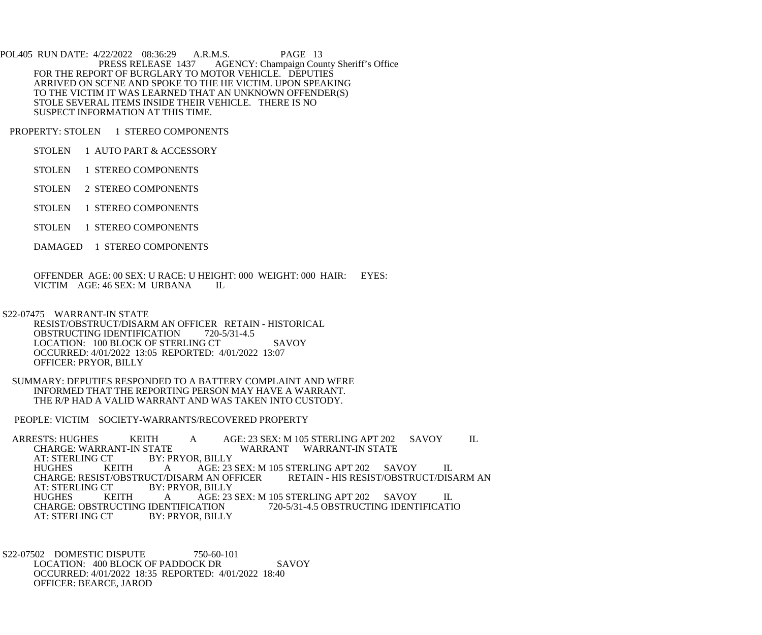FOR THE REPORT OF BURGLARY TO MOTOR VEHICLE. DEPUTIES ARRIVED ON SCENE AND SPOKE TO THE HE VICTIM. UPON SPEAKING TO THE VICTIM IT WAS LEARNED THAT AN UNKNOWN OFFENDER(S) STOLE SEVERAL ITEMS INSIDE THEIR VEHICLE. THERE IS NO SUSPECT INFORMATION AT THIS TIME.

PROPERTY: STOLEN 1 STEREO COMPONENTS

STOLEN 1 AUTO PART & ACCESSORY

STOLEN 1 STEREO COMPONENTS

STOLEN 2 STEREO COMPONENTS

STOLEN 1 STEREO COMPONENTS

STOLEN 1 STEREO COMPONENTS

DAMAGED 1 STEREO COMPONENTS

OFFENDER AGE: 00 SEX: U RACE: U HEIGHT: 000 WEIGHT: 000 HAIR: EYES:
VICTIM AGE: 46 SEX: M URBANA IL

S22-07475 WARRANT-IN STATE
RESIST/OBSTRUCT/DISARM AN OFFICER RETAIN - HISTORICAL
OBSTRUCTING IDENTIFICATION 720-5/31-4.5
LOCATION: 100 BLOCK OF STERLING CT SAVOY
OCCURRED: 4/01/2022 13:05 REPORTED: 4/01/2022 13:07
OFFICER: PRYOR, BILLY

SUMMARY: DEPUTIES RESPONDED TO A BATTERY COMPLAINT AND WERE INFORMED THAT THE REPORTING PERSON MAY HAVE A WARRANT. THE R/P HAD A VALID WARRANT AND WAS TAKEN INTO CUSTODY.

PEOPLE: VICTIM SOCIETY-WARRANTS/RECOVERED PROPERTY

ARRESTS: HUGHES KEITH A AGE: 23 SEX: M 105 STERLING APT 202 SAVOY IL
CHARGE: WARRANT-IN STATE WARRANT WARRANT-IN STATE
AT: STERLING CT BY: PRYOR, BILLY
HUGHES KEITH A AGE: 23 SEX: M 105 STERLING APT 202 SAVOY IL
CHARGE: RESIST/OBSTRUCT/DISARM AN OFFICER RETAIN - HIS RESIST/OBSTRUCT/DISARM AN
AT: STERLING CT BY: PRYOR, BILLY
HUGHES KEITH A AGE: 23 SEX: M 105 STERLING APT 202 SAVOY IL
CHARGE: OBSTRUCTING IDENTIFICATION 720-5/31-4.5 OBSTRUCTING IDENTIFICATIO
AT: STERLING CT BY: PRYOR, BILLY

S22-07502 DOMESTIC DISPUTE 750-60-101
LOCATION: 400 BLOCK OF PADDOCK DR SAVOY
OCCURRED: 4/01/2022 18:35 REPORTED: 4/01/2022 18:40
OFFICER: BEARCE, JAROD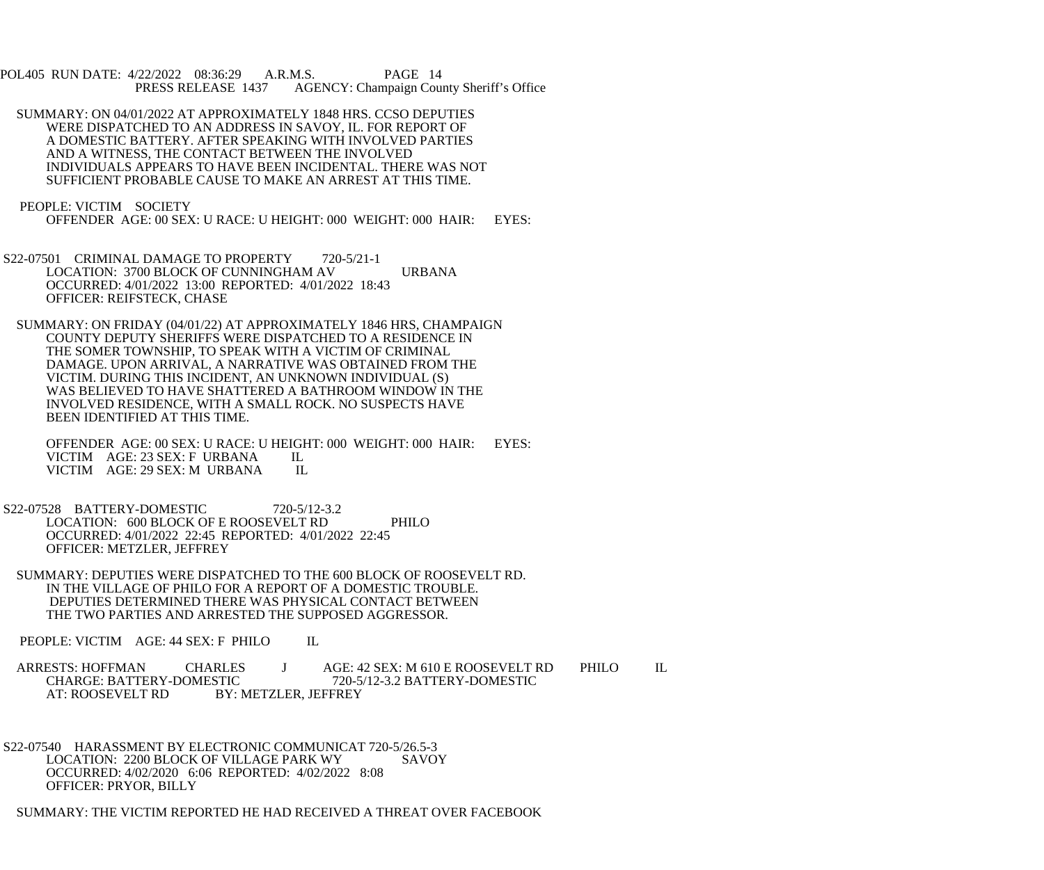SUMMARY: ON 04/01/2022 AT APPROXIMATELY 1848 HRS. CCSO DEPUTIES WERE DISPATCHED TO AN ADDRESS IN SAVOY, IL. FOR REPORT OF A DOMESTIC BATTERY. AFTER SPEAKING WITH INVOLVED PARTIES AND A WITNESS, THE CONTACT BETWEEN THE INVOLVED INDIVIDUALS APPEARS TO HAVE BEEN INCIDENTAL. THERE WAS NOT SUFFICIENT PROBABLE CAUSE TO MAKE AN ARREST AT THIS TIME.

PEOPLE: VICTIM SOCIETY
OFFENDER AGE: 00 SEX: U RACE: U HEIGHT: 000 WEIGHT: 000 HAIR: EYES:

S22-07501 CRIMINAL DAMAGE TO PROPERTY 720-5/21-1
LOCATION: 3700 BLOCK OF CUNNINGHAM AV URBANA
OCCURRED: 4/01/2022 13:00 REPORTED: 4/01/2022 18:43
OFFICER: REIFSTECK, CHASE

SUMMARY: ON FRIDAY (04/01/22) AT APPROXIMATELY 1846 HRS, CHAMPAIGN COUNTY DEPUTY SHERIFFS WERE DISPATCHED TO A RESIDENCE IN THE SOMER TOWNSHIP, TO SPEAK WITH A VICTIM OF CRIMINAL DAMAGE. UPON ARRIVAL, A NARRATIVE WAS OBTAINED FROM THE VICTIM. DURING THIS INCIDENT, AN UNKNOWN INDIVIDUAL (S) WAS BELIEVED TO HAVE SHATTERED A BATHROOM WINDOW IN THE INVOLVED RESIDENCE, WITH A SMALL ROCK. NO SUSPECTS HAVE BEEN IDENTIFIED AT THIS TIME.

OFFENDER AGE: 00 SEX: U RACE: U HEIGHT: 000 WEIGHT: 000 HAIR: EYES:
VICTIM AGE: 23 SEX: F URBANA IL
VICTIM AGE: 29 SEX: M URBANA IL

S22-07528 BATTERY-DOMESTIC 720-5/12-3.2
LOCATION: 600 BLOCK OF E ROOSEVELT RD PHILO
OCCURRED: 4/01/2022 22:45 REPORTED: 4/01/2022 22:45
OFFICER: METZLER, JEFFREY

SUMMARY: DEPUTIES WERE DISPATCHED TO THE 600 BLOCK OF ROOSEVELT RD. IN THE VILLAGE OF PHILO FOR A REPORT OF A DOMESTIC TROUBLE. DEPUTIES DETERMINED THERE WAS PHYSICAL CONTACT BETWEEN THE TWO PARTIES AND ARRESTED THE SUPPOSED AGGRESSOR.

PEOPLE: VICTIM AGE: 44 SEX: F PHILO IL

ARRESTS: HOFFMAN CHARLES J AGE: 42 SEX: M 610 E ROOSEVELT RD PHILO IL
CHARGE: BATTERY-DOMESTIC 720-5/12-3.2 BATTERY-DOMESTIC
AT: ROOSEVELT RD BY: METZLER, JEFFREY

S22-07540 HARASSMENT BY ELECTRONIC COMMUNICAT 720-5/26.5-3
LOCATION: 2200 BLOCK OF VILLAGE PARK WY SAVOY
OCCURRED: 4/02/2020 6:06 REPORTED: 4/02/2022 8:08
OFFICER: PRYOR, BILLY

SUMMARY: THE VICTIM REPORTED HE HAD RECEIVED A THREAT OVER FACEBOOK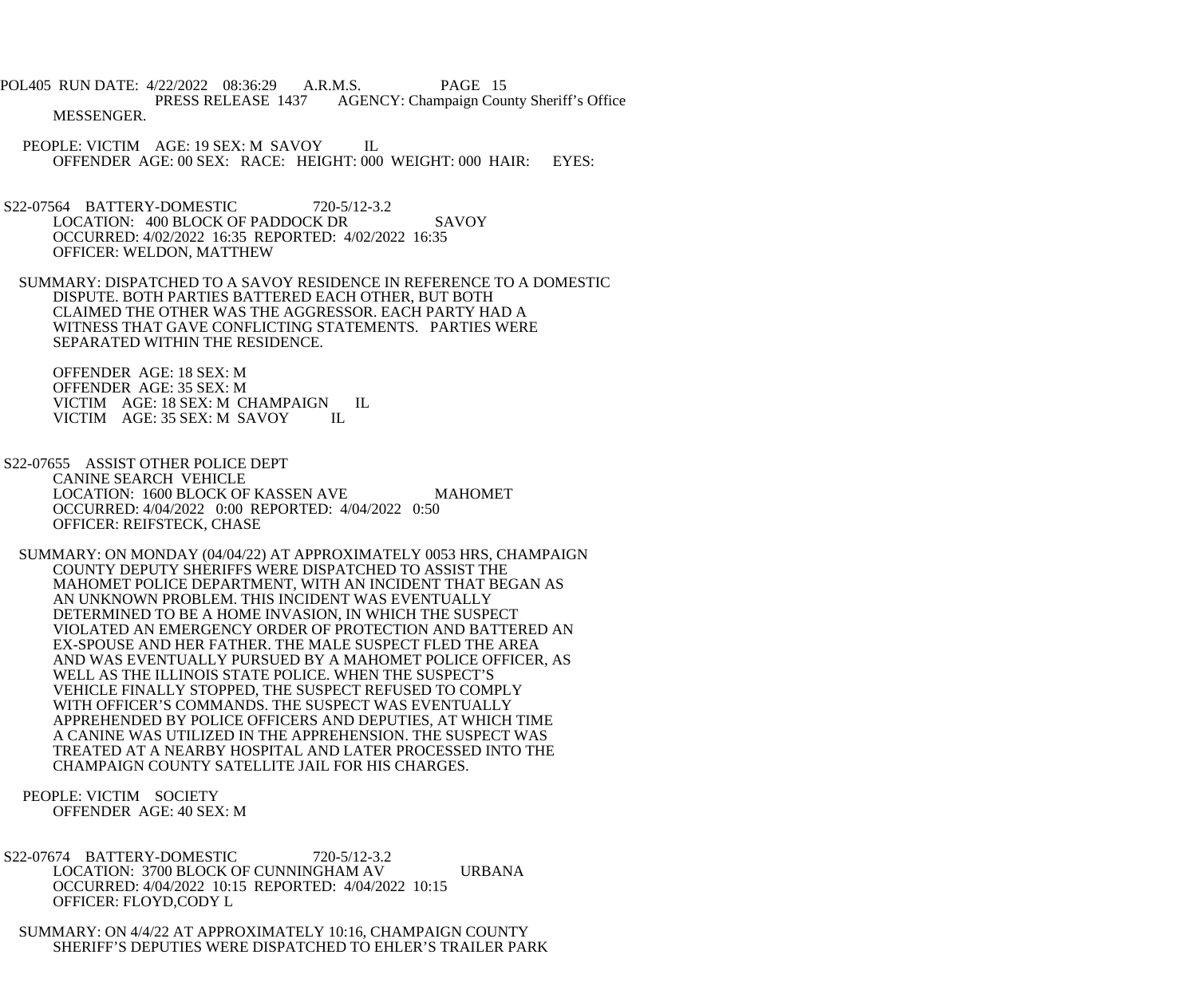MESSENGER.

PEOPLE: VICTIM AGE: 19 SEX: M SAVOY IL
OFFENDER AGE: 00 SEX: RACE: HEIGHT: 000 WEIGHT: 000 HAIR: EYES:

S22-07564 BATTERY-DOMESTIC 720-5/12-3.2
LOCATION: 400 BLOCK OF PADDOCK DR SAVOY
OCCURRED: 4/02/2022 16:35 REPORTED: 4/02/2022 16:35
OFFICER: WELDON, MATTHEW

SUMMARY: DISPATCHED TO A SAVOY RESIDENCE IN REFERENCE TO A DOMESTIC DISPUTE. BOTH PARTIES BATTERED EACH OTHER, BUT BOTH CLAIMED THE OTHER WAS THE AGGRESSOR. EACH PARTY HAD A WITNESS THAT GAVE CONFLICTING STATEMENTS. PARTIES WERE SEPARATED WITHIN THE RESIDENCE.

OFFENDER AGE: 18 SEX: M
OFFENDER AGE: 35 SEX: M
VICTIM AGE: 18 SEX: M CHAMPAIGN IL
VICTIM AGE: 35 SEX: M SAVOY IL

S22-07655 ASSIST OTHER POLICE DEPT
CANINE SEARCH VEHICLE
LOCATION: 1600 BLOCK OF KASSEN AVE MAHOMET
OCCURRED: 4/04/2022 0:00 REPORTED: 4/04/2022 0:50
OFFICER: REIFSTECK, CHASE

SUMMARY: ON MONDAY (04/04/22) AT APPROXIMATELY 0053 HRS, CHAMPAIGN COUNTY DEPUTY SHERIFFS WERE DISPATCHED TO ASSIST THE MAHOMET POLICE DEPARTMENT, WITH AN INCIDENT THAT BEGAN AS AN UNKNOWN PROBLEM. THIS INCIDENT WAS EVENTUALLY DETERMINED TO BE A HOME INVASION, IN WHICH THE SUSPECT VIOLATED AN EMERGENCY ORDER OF PROTECTION AND BATTERED AN EX-SPOUSE AND HER FATHER. THE MALE SUSPECT FLED THE AREA AND WAS EVENTUALLY PURSUED BY A MAHOMET POLICE OFFICER, AS WELL AS THE ILLINOIS STATE POLICE. WHEN THE SUSPECT'S VEHICLE FINALLY STOPPED, THE SUSPECT REFUSED TO COMPLY WITH OFFICER'S COMMANDS. THE SUSPECT WAS EVENTUALLY APPREHENDED BY POLICE OFFICERS AND DEPUTIES, AT WHICH TIME A CANINE WAS UTILIZED IN THE APPREHENSION. THE SUSPECT WAS TREATED AT A NEARBY HOSPITAL AND LATER PROCESSED INTO THE CHAMPAIGN COUNTY SATELLITE JAIL FOR HIS CHARGES.

PEOPLE: VICTIM SOCIETY
OFFENDER AGE: 40 SEX: M

S22-07674 BATTERY-DOMESTIC 720-5/12-3.2
LOCATION: 3700 BLOCK OF CUNNINGHAM AV URBANA
OCCURRED: 4/04/2022 10:15 REPORTED: 4/04/2022 10:15
OFFICER: FLOYD,CODY L

SUMMARY: ON 4/4/22 AT APPROXIMATELY 10:16, CHAMPAIGN COUNTY SHERIFF'S DEPUTIES WERE DISPATCHED TO EHLER'S TRAILER PARK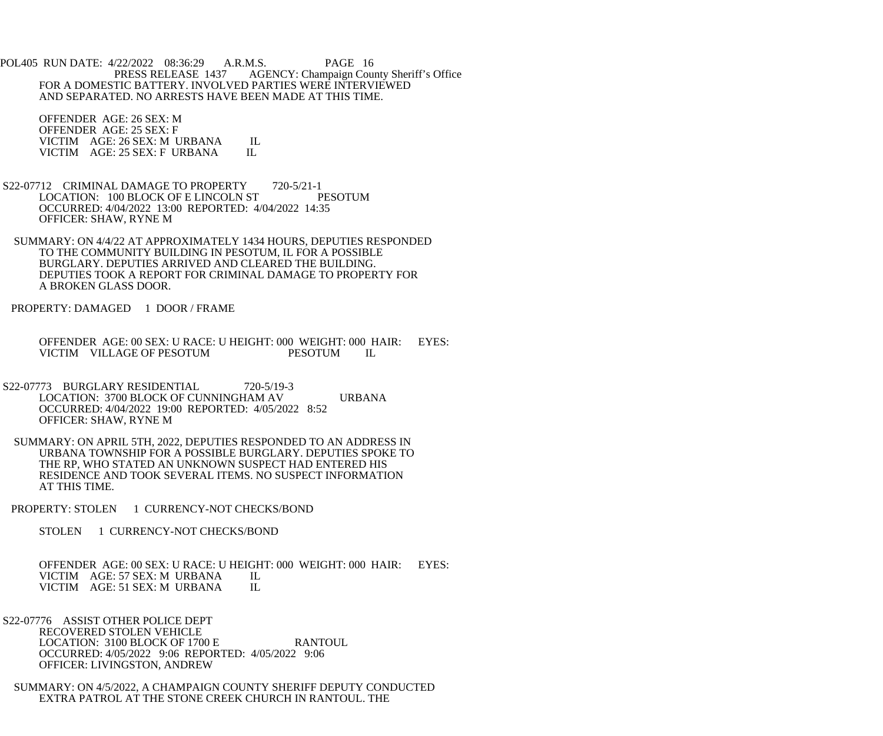FOR A DOMESTIC BATTERY. INVOLVED PARTIES WERE INTERVIEWED AND SEPARATED. NO ARRESTS HAVE BEEN MADE AT THIS TIME.

OFFENDER AGE: 26 SEX: M
OFFENDER AGE: 25 SEX: F
VICTIM AGE: 26 SEX: M URBANA IL
VICTIM AGE: 25 SEX: F URBANA IL

S22-07712 CRIMINAL DAMAGE TO PROPERTY 720-5/21-1
LOCATION: 100 BLOCK OF E LINCOLN ST PESOTUM
OCCURRED: 4/04/2022 13:00 REPORTED: 4/04/2022 14:35
OFFICER: SHAW, RYNE M

SUMMARY: ON 4/4/22 AT APPROXIMATELY 1434 HOURS, DEPUTIES RESPONDED TO THE COMMUNITY BUILDING IN PESOTUM, IL FOR A POSSIBLE BURGLARY. DEPUTIES ARRIVED AND CLEARED THE BUILDING. DEPUTIES TOOK A REPORT FOR CRIMINAL DAMAGE TO PROPERTY FOR A BROKEN GLASS DOOR.

PROPERTY: DAMAGED 1 DOOR / FRAME

OFFENDER AGE: 00 SEX: U RACE: U HEIGHT: 000 WEIGHT: 000 HAIR: EYES:
VICTIM VILLAGE OF PESOTUM PESOTUM IL

S22-07773 BURGLARY RESIDENTIAL 720-5/19-3
LOCATION: 3700 BLOCK OF CUNNINGHAM AV URBANA
OCCURRED: 4/04/2022 19:00 REPORTED: 4/05/2022 8:52
OFFICER: SHAW, RYNE M

SUMMARY: ON APRIL 5TH, 2022, DEPUTIES RESPONDED TO AN ADDRESS IN URBANA TOWNSHIP FOR A POSSIBLE BURGLARY. DEPUTIES SPOKE TO THE RP, WHO STATED AN UNKNOWN SUSPECT HAD ENTERED HIS RESIDENCE AND TOOK SEVERAL ITEMS. NO SUSPECT INFORMATION AT THIS TIME.

PROPERTY: STOLEN 1 CURRENCY-NOT CHECKS/BOND

STOLEN 1 CURRENCY-NOT CHECKS/BOND

OFFENDER AGE: 00 SEX: U RACE: U HEIGHT: 000 WEIGHT: 000 HAIR: EYES:
VICTIM AGE: 57 SEX: M URBANA IL
VICTIM AGE: 51 SEX: M URBANA IL

S22-07776 ASSIST OTHER POLICE DEPT
RECOVERED STOLEN VEHICLE
LOCATION: 3100 BLOCK OF 1700 E RANTOUL
OCCURRED: 4/05/2022 9:06 REPORTED: 4/05/2022 9:06
OFFICER: LIVINGSTON, ANDREW

SUMMARY: ON 4/5/2022, A CHAMPAIGN COUNTY SHERIFF DEPUTY CONDUCTED EXTRA PATROL AT THE STONE CREEK CHURCH IN RANTOUL. THE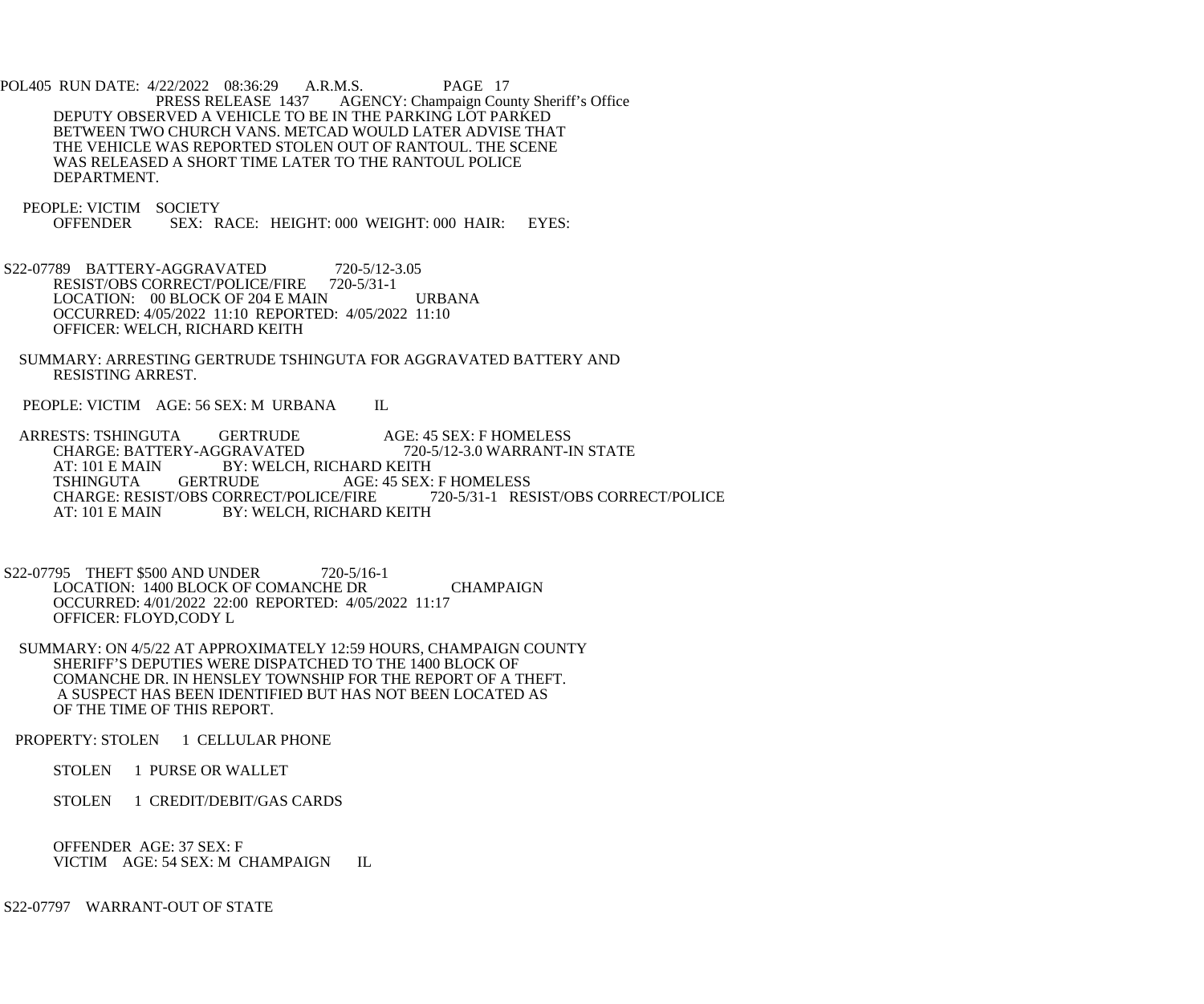DEPUTY OBSERVED A VEHICLE TO BE IN THE PARKING LOT PARKED BETWEEN TWO CHURCH VANS. METCAD WOULD LATER ADVISE THAT THE VEHICLE WAS REPORTED STOLEN OUT OF RANTOUL. THE SCENE WAS RELEASED A SHORT TIME LATER TO THE RANTOUL POLICE DEPARTMENT.

PEOPLE: VICTIM SOCIETY
OFFENDER SEX: RACE: HEIGHT: 000 WEIGHT: 000 HAIR: EYES:

S22-07789 BATTERY-AGGRAVATED 720-5/12-3.05
RESIST/OBS CORRECT/POLICE/FIRE 720-5/31-1
LOCATION: 00 BLOCK OF 204 E MAIN URBANA
OCCURRED: 4/05/2022 11:10 REPORTED: 4/05/2022 11:10
OFFICER: WELCH, RICHARD KEITH

SUMMARY: ARRESTING GERTRUDE TSHINGUTA FOR AGGRAVATED BATTERY AND RESISTING ARREST.

PEOPLE: VICTIM AGE: 56 SEX: M URBANA IL

ARRESTS: TSHINGUTA GERTRUDE AGE: 45 SEX: F HOMELESS
CHARGE: BATTERY-AGGRAVATED 720-5/12-3.0 WARRANT-IN STATE
AT: 101 E MAIN BY: WELCH, RICHARD KEITH
TSHINGUTA GERTRUDE AGE: 45 SEX: F HOMELESS
CHARGE: RESIST/OBS CORRECT/POLICE/FIRE 720-5/31-1 RESIST/OBS CORRECT/POLICE
AT: 101 E MAIN BY: WELCH, RICHARD KEITH

S22-07795 THEFT $500 AND UNDER 720-5/16-1
LOCATION: 1400 BLOCK OF COMANCHE DR CHAMPAIGN
OCCURRED: 4/01/2022 22:00 REPORTED: 4/05/2022 11:17
OFFICER: FLOYD,CODY L

SUMMARY: ON 4/5/22 AT APPROXIMATELY 12:59 HOURS, CHAMPAIGN COUNTY SHERIFF'S DEPUTIES WERE DISPATCHED TO THE 1400 BLOCK OF COMANCHE DR. IN HENSLEY TOWNSHIP FOR THE REPORT OF A THEFT. A SUSPECT HAS BEEN IDENTIFIED BUT HAS NOT BEEN LOCATED AS OF THE TIME OF THIS REPORT.

PROPERTY: STOLEN 1 CELLULAR PHONE

STOLEN 1 PURSE OR WALLET

STOLEN 1 CREDIT/DEBIT/GAS CARDS

OFFENDER AGE: 37 SEX: F
VICTIM AGE: 54 SEX: M CHAMPAIGN IL

S22-07797 WARRANT-OUT OF STATE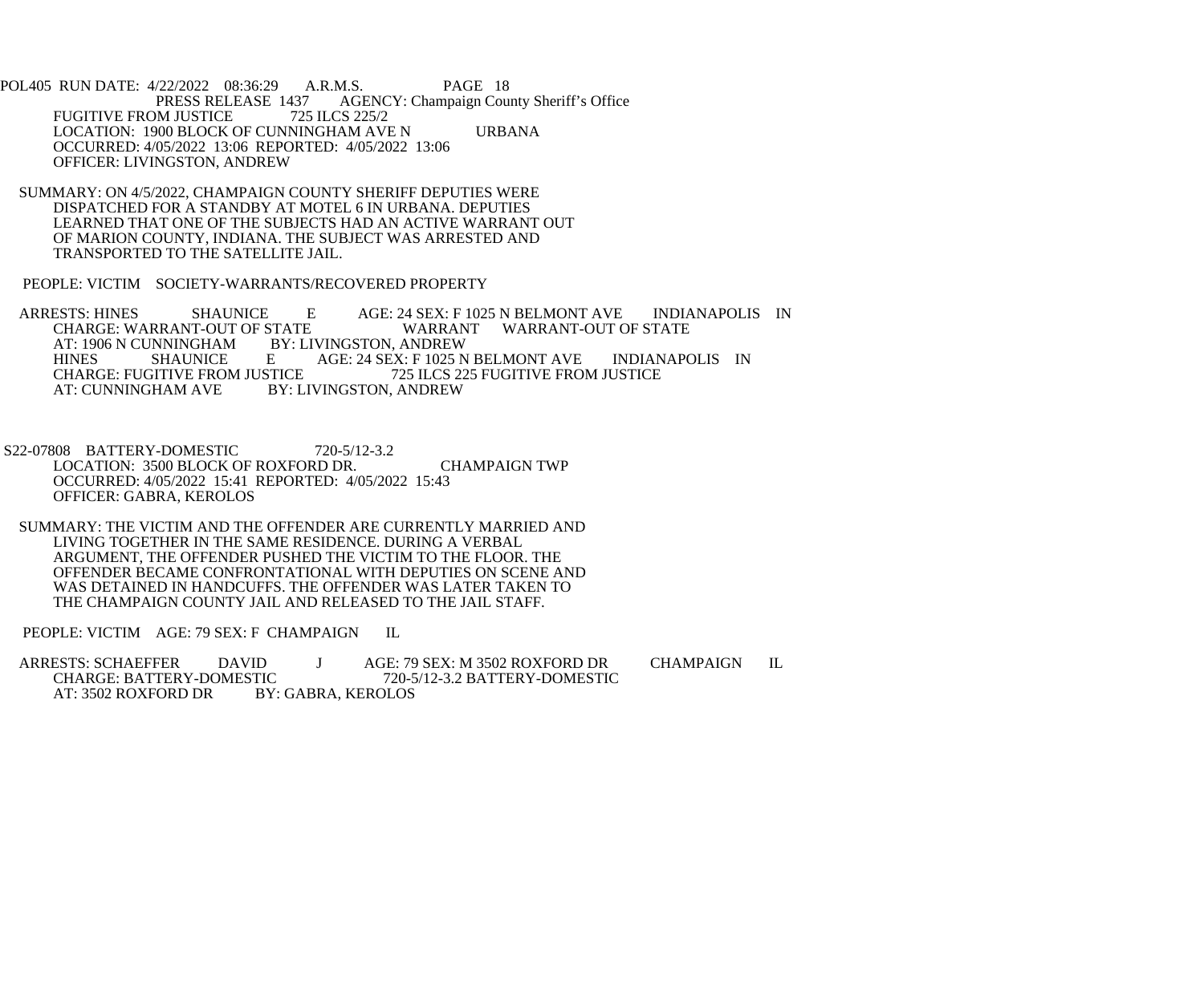PRESS RELEASE 1437 AGENCY: Champaign County Sheriff's Office

FUGITIVE FROM JUSTICE 725 ILCS 225/2
LOCATION: 1900 BLOCK OF CUNNINGHAM AVE N URBANA
OCCURRED: 4/05/2022 13:06 REPORTED: 4/05/2022 13:06
OFFICER: LIVINGSTON, ANDREW

SUMMARY: ON 4/5/2022, CHAMPAIGN COUNTY SHERIFF DEPUTIES WERE DISPATCHED FOR A STANDBY AT MOTEL 6 IN URBANA. DEPUTIES LEARNED THAT ONE OF THE SUBJECTS HAD AN ACTIVE WARRANT OUT OF MARION COUNTY, INDIANA. THE SUBJECT WAS ARRESTED AND TRANSPORTED TO THE SATELLITE JAIL.

PEOPLE: VICTIM SOCIETY-WARRANTS/RECOVERED PROPERTY

ARRESTS: HINES SHAUNICE E AGE: 24 SEX: F 1025 N BELMONT AVE INDIANAPOLIS IN
CHARGE: WARRANT-OUT OF STATE WARRANT WARRANT-OUT OF STATE
AT: 1906 N CUNNINGHAM BY: LIVINGSTON, ANDREW
HINES SHAUNICE E AGE: 24 SEX: F 1025 N BELMONT AVE INDIANAPOLIS IN
CHARGE: FUGITIVE FROM JUSTICE 725 ILCS 225 FUGITIVE FROM JUSTICE
AT: CUNNINGHAM AVE BY: LIVINGSTON, ANDREW

S22-07808 BATTERY-DOMESTIC 720-5/12-3.2
LOCATION: 3500 BLOCK OF ROXFORD DR. CHAMPAIGN TWP
OCCURRED: 4/05/2022 15:41 REPORTED: 4/05/2022 15:43
OFFICER: GABRA, KEROLOS

SUMMARY: THE VICTIM AND THE OFFENDER ARE CURRENTLY MARRIED AND LIVING TOGETHER IN THE SAME RESIDENCE. DURING A VERBAL ARGUMENT, THE OFFENDER PUSHED THE VICTIM TO THE FLOOR. THE OFFENDER BECAME CONFRONTATIONAL WITH DEPUTIES ON SCENE AND WAS DETAINED IN HANDCUFFS. THE OFFENDER WAS LATER TAKEN TO THE CHAMPAIGN COUNTY JAIL AND RELEASED TO THE JAIL STAFF.

PEOPLE: VICTIM AGE: 79 SEX: F CHAMPAIGN IL

ARRESTS: SCHAEFFER DAVID J AGE: 79 SEX: M 3502 ROXFORD DR CHAMPAIGN IL
CHARGE: BATTERY-DOMESTIC 720-5/12-3.2 BATTERY-DOMESTIC
AT: 3502 ROXFORD DR BY: GABRA, KEROLOS